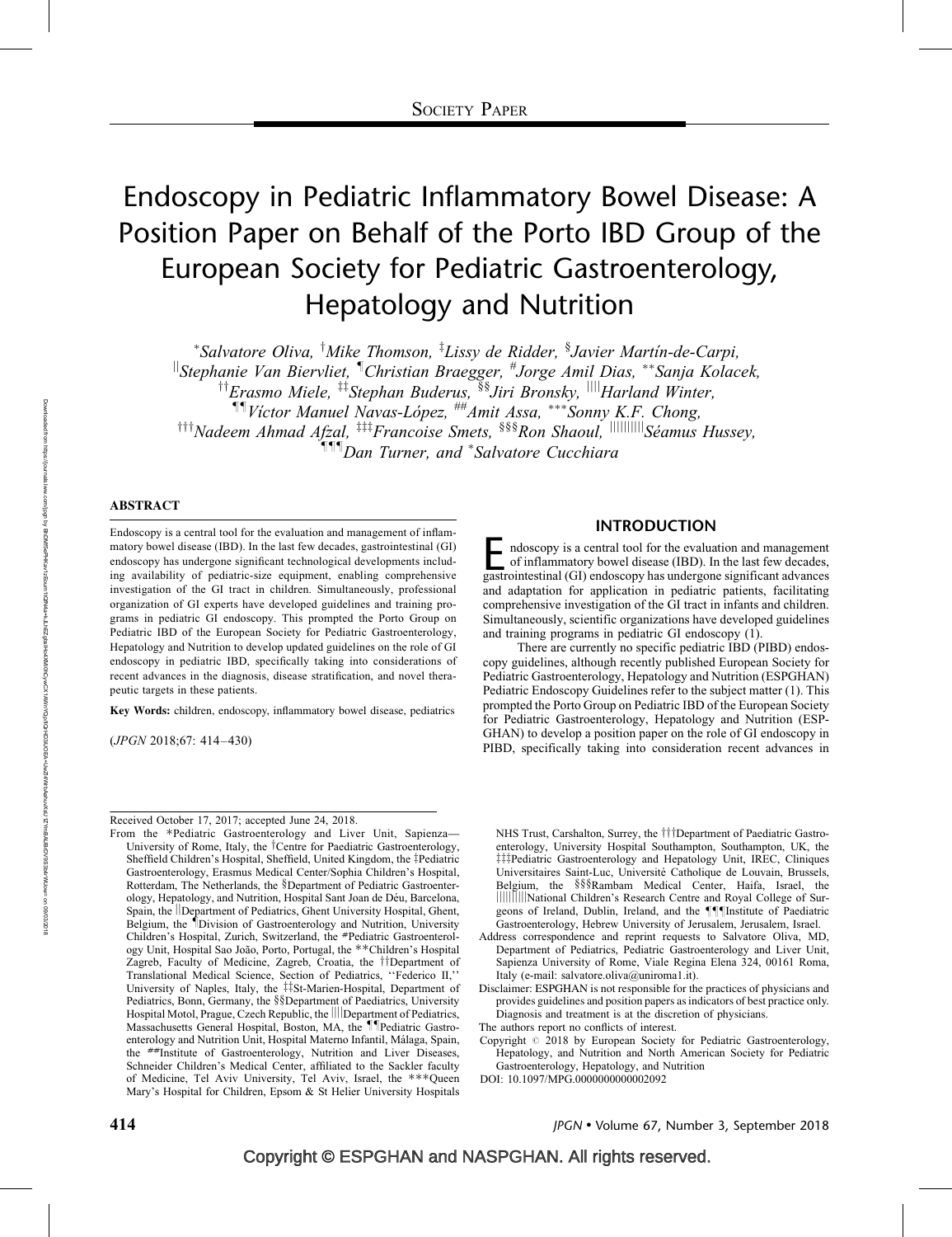Society Paper

# Endoscopy in Pediatric Inflammatory Bowel Disease: A Position Paper on Behalf of the Porto IBD Group of the European Society for Pediatric Gastroenterology, Hepatology and Nutrition

*Salvatore Oliva, †Mike Thomson, ‡Lissy de Ridder, §Javier Martín-de-Carpi, ||Stephanie Van Biervliet, ¶Christian Braegger, #Jorge Amil Dias, **Sanja Kolacek, ††Erasmo Miele, ‡‡Stephan Buderus, §§Jiri Bronsky, ||||Harland Winter, ¶¶Víctor Manuel Navas-López, ##Amit Assa, ***Sonny K.F. Chong, †††Nadeem Ahmad Afzal, ‡‡‡Francoise Smets, §§§Ron Shaoul, ||||||||Séamus Hussey, ¶¶¶Dan Turner, and *Salvatore Cucchiara

## ABSTRACT

Endoscopy is a central tool for the evaluation and management of inflammatory bowel disease (IBD). In the last few decades, gastrointestinal (GI) endoscopy has undergone significant technological developments including availability of pediatric-size equipment, enabling comprehensive investigation of the GI tract in children. Simultaneously, professional organization of GI experts have developed guidelines and training programs in pediatric GI endoscopy. This prompted the Porto Group on Pediatric IBD of the European Society for Pediatric Gastroenterology, Hepatology and Nutrition to develop updated guidelines on the role of GI endoscopy in pediatric IBD, specifically taking into considerations of recent advances in the diagnosis, disease stratification, and novel therapeutic targets in these patients.

**Key Words:** children, endoscopy, inflammatory bowel disease, pediatrics

(*JPGN* 2018;67: 414–430)

## INTRODUCTION

Endoscopy is a central tool for the evaluation and management of inflammatory bowel disease (IBD). In the last few decades, gastrointestinal (GI) endoscopy has undergone significant advances and adaptation for application in pediatric patients, facilitating comprehensive investigation of the GI tract in infants and children. Simultaneously, scientific organizations have developed guidelines and training programs in pediatric GI endoscopy (1).

There are currently no specific pediatric IBD (PIBD) endoscopy guidelines, although recently published European Society for Pediatric Gastroenterology, Hepatology and Nutrition (ESPGHAN) Pediatric Endoscopy Guidelines refer to the subject matter (1). This prompted the Porto Group on Pediatric IBD of the European Society for Pediatric Gastroenterology, Hepatology and Nutrition (ESPGHAN) to develop a position paper on the role of GI endoscopy in PIBD, specifically taking into consideration recent advances in

---

Received October 17, 2017; accepted June 24, 2018.

From the *Pediatric Gastroenterology and Liver Unit, Sapienza—University of Rome, Italy, the †Centre for Paediatric Gastroenterology, Sheffield Children's Hospital, Sheffield, United Kingdom, the ‡Pediatric Gastroenterology, Erasmus Medical Center/Sophia Children's Hospital, Rotterdam, The Netherlands, the §Department of Pediatric Gastroenterology, Hepatology, and Nutrition, Hospital Sant Joan de Déu, Barcelona, Spain, the ||Department of Pediatrics, Ghent University Hospital, Ghent, Belgium, the ¶Division of Gastroenterology and Nutrition, University Children's Hospital, Zurich, Switzerland, the #Pediatric Gastroenterology Unit, Hospital Sao João, Porto, Portugal, the **Children's Hospital Zagreb, Faculty of Medicine, Zagreb, Croatia, the ††Department of Translational Medical Science, Section of Pediatrics, ''Federico II,'' University of Naples, Italy, the ‡‡St-Marien-Hospital, Department of Pediatrics, Bonn, Germany, the §§Department of Paediatrics, University Hospital Motol, Prague, Czech Republic, the ||||Department of Pediatrics, Massachusetts General Hospital, Boston, MA, the ¶¶Pediatric Gastroenterology and Nutrition Unit, Hospital Materno Infantil, Málaga, Spain, the ##Institute of Gastroenterology, Nutrition and Liver Diseases, Schneider Children's Medical Center, affiliated to the Sackler faculty of Medicine, Tel Aviv University, Tel Aviv, Israel, the ***Queen Mary's Hospital for Children, Epsom & St Helier University Hospitals NHS Trust, Carshalton, Surrey, the †††Department of Paediatric Gastroenterology, University Hospital Southampton, Southampton, UK, the ‡‡‡Pediatric Gastroenterology and Hepatology Unit, IREC, Cliniques Universitaires Saint-Luc, Université Catholique de Louvain, Brussels, Belgium, the §§§Rambam Medical Center, Haifa, Israel, the ||||||||National Children's Research Centre and Royal College of Surgeons of Ireland, Dublin, Ireland, and the ¶¶¶Institute of Paediatric Gastroenterology, Hebrew University of Jerusalem, Jerusalem, Israel.

Address correspondence and reprint requests to Salvatore Oliva, MD, Department of Pediatrics, Pediatric Gastroenterology and Liver Unit, Sapienza University of Rome, Viale Regina Elena 324, 00161 Roma, Italy (e-mail: salvatore.oliva@uniroma1.it).

Disclaimer: ESPGHAN is not responsible for the practices of physicians and provides guidelines and position papers as indicators of best practice only. Diagnosis and treatment is at the discretion of physicians.

The authors report no conflicts of interest.

Copyright © 2018 by European Society for Pediatric Gastroenterology, Hepatology, and Nutrition and North American Society for Pediatric Gastroenterology, Hepatology, and Nutrition

DOI: 10.1097/MPG.0000000000002092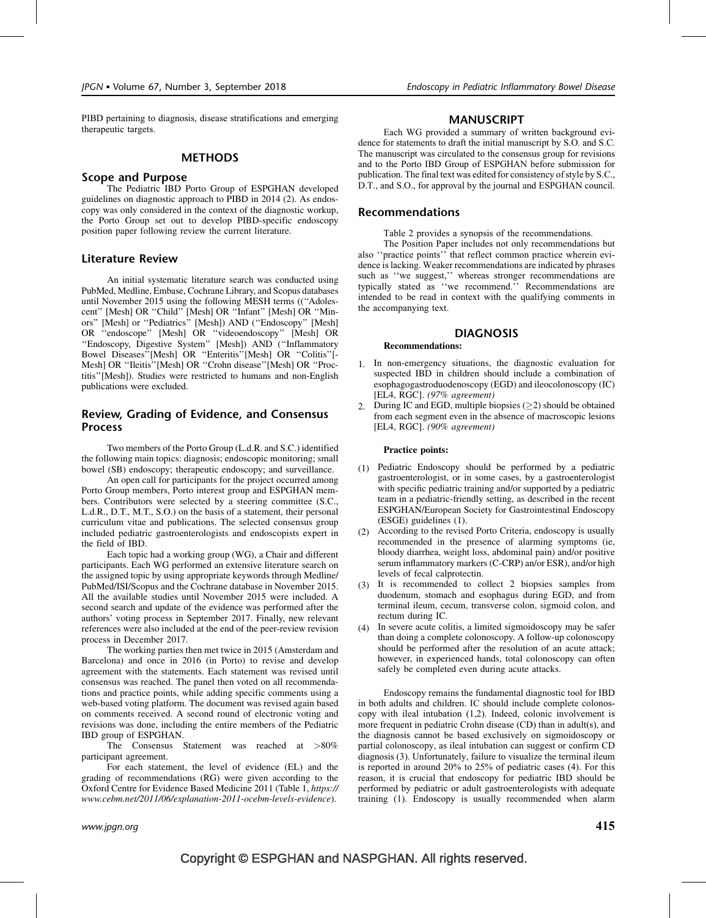PIBD pertaining to diagnosis, disease stratifications and emerging therapeutic targets.

## METHODS

### Scope and Purpose

The Pediatric IBD Porto Group of ESPGHAN developed guidelines on diagnostic approach to PIBD in 2014 (2). As endoscopy was only considered in the context of the diagnostic workup, the Porto Group set out to develop PIBD-specific endoscopy position paper following review the current literature.

### Literature Review

An initial systematic literature search was conducted using PubMed, Medline, Embase, Cochrane Library, and Scopus databases until November 2015 using the following MESH terms ((''Adolescent'' [Mesh] OR ''Child'' [Mesh] OR ''Infant'' [Mesh] OR ''Minors'' [Mesh] or ''Pediatrics'' [Mesh]) AND (''Endoscopy'' [Mesh] OR ''endoscope'' [Mesh] OR ''videoendoscopy'' [Mesh] OR ''Endoscopy, Digestive System'' [Mesh]) AND (''Inflammatory Bowel Diseases''[Mesh] OR ''Enteritis''[Mesh] OR ''Colitis''[-Mesh] OR ''Ileitis''[Mesh] OR ''Crohn disease''[Mesh] OR ''Proctitis''[Mesh]). Studies were restricted to humans and non-English publications were excluded.

### Review, Grading of Evidence, and Consensus Process

Two members of the Porto Group (L.d.R. and S.C.) identified the following main topics: diagnosis; endoscopic monitoring; small bowel (SB) endoscopy; therapeutic endoscopy; and surveillance.

An open call for participants for the project occurred among Porto Group members, Porto interest group and ESPGHAN members. Contributors were selected by a steering committee (S.C., L.d.R., D.T., M.T., S.O.) on the basis of a statement, their personal curriculum vitae and publications. The selected consensus group included pediatric gastroenterologists and endoscopists expert in the field of IBD.

Each topic had a working group (WG), a Chair and different participants. Each WG performed an extensive literature search on the assigned topic by using appropriate keywords through Medline/PubMed/ISI/Scopus and the Cochrane database in November 2015. All the available studies until November 2015 were included. A second search and update of the evidence was performed after the authors' voting process in September 2017. Finally, new relevant references were also included at the end of the peer-review revision process in December 2017.

The working parties then met twice in 2015 (Amsterdam and Barcelona) and once in 2016 (in Porto) to revise and develop agreement with the statements. Each statement was revised until consensus was reached. The panel then voted on all recommendations and practice points, while adding specific comments using a web-based voting platform. The document was revised again based on comments received. A second round of electronic voting and revisions was done, including the entire members of the Pediatric IBD group of ESPGHAN.

The Consensus Statement was reached at >80% participant agreement.

For each statement, the level of evidence (EL) and the grading of recommendations (RG) were given according to the Oxford Centre for Evidence Based Medicine 2011 (Table 1, *https://www.cebm.net/2011/06/explanation-2011-ocebm-levels-evidence*).

## MANUSCRIPT

Each WG provided a summary of written background evidence for statements to draft the initial manuscript by S.O. and S.C. The manuscript was circulated to the consensus group for revisions and to the Porto IBD Group of ESPGHAN before submission for publication. The final text was edited for consistency of style by S.C., D.T., and S.O., for approval by the journal and ESPGHAN council.

### Recommendations

Table 2 provides a synopsis of the recommendations.

The Position Paper includes not only recommendations but also ''practice points'' that reflect common practice wherein evidence is lacking. Weaker recommendations are indicated by phrases such as ''we suggest,'' whereas stronger recommendations are typically stated as ''we recommend.'' Recommendations are intended to be read in context with the qualifying comments in the accompanying text.

## DIAGNOSIS

**Recommendations:**

1. In non-emergency situations, the diagnostic evaluation for suspected IBD in children should include a combination of esophagogastroduodenoscopy (EGD) and ileocolonoscopy (IC) [EL4, RGC]. *(97% agreement)*
2. During IC and EGD, multiple biopsies (≥2) should be obtained from each segment even in the absence of macroscopic lesions [EL4, RGC]. *(90% agreement)*

**Practice points:**

(1) Pediatric Endoscopy should be performed by a pediatric gastroenterologist, or in some cases, by a gastroenterologist with specific pediatric training and/or supported by a pediatric team in a pediatric-friendly setting, as described in the recent ESPGHAN/European Society for Gastrointestinal Endoscopy (ESGE) guidelines (1).

(2) According to the revised Porto Criteria, endoscopy is usually recommended in the presence of alarming symptoms (ie, bloody diarrhea, weight loss, abdominal pain) and/or positive serum inflammatory markers (C-CRP) an/or ESR), and/or high levels of fecal calprotectin.

(3) It is recommended to collect 2 biopsies samples from duodenum, stomach and esophagus during EGD, and from terminal ileum, cecum, transverse colon, sigmoid colon, and rectum during IC.

(4) In severe acute colitis, a limited sigmoidoscopy may be safer than doing a complete colonoscopy. A follow-up colonoscopy should be performed after the resolution of an acute attack; however, in experienced hands, total colonoscopy can often safely be completed even during acute attacks.

Endoscopy remains the fundamental diagnostic tool for IBD in both adults and children. IC should include complete colonoscopy with ileal intubation (1,2). Indeed, colonic involvement is more frequent in pediatric Crohn disease (CD) than in adult(s), and the diagnosis cannot be based exclusively on sigmoidoscopy or partial colonoscopy, as ileal intubation can suggest or confirm CD diagnosis (3). Unfortunately, failure to visualize the terminal ileum is reported in around 20% to 25% of pediatric cases (4). For this reason, it is crucial that endoscopy for pediatric IBD should be performed by pediatric or adult gastroenterologists with adequate training (1). Endoscopy is usually recommended when alarm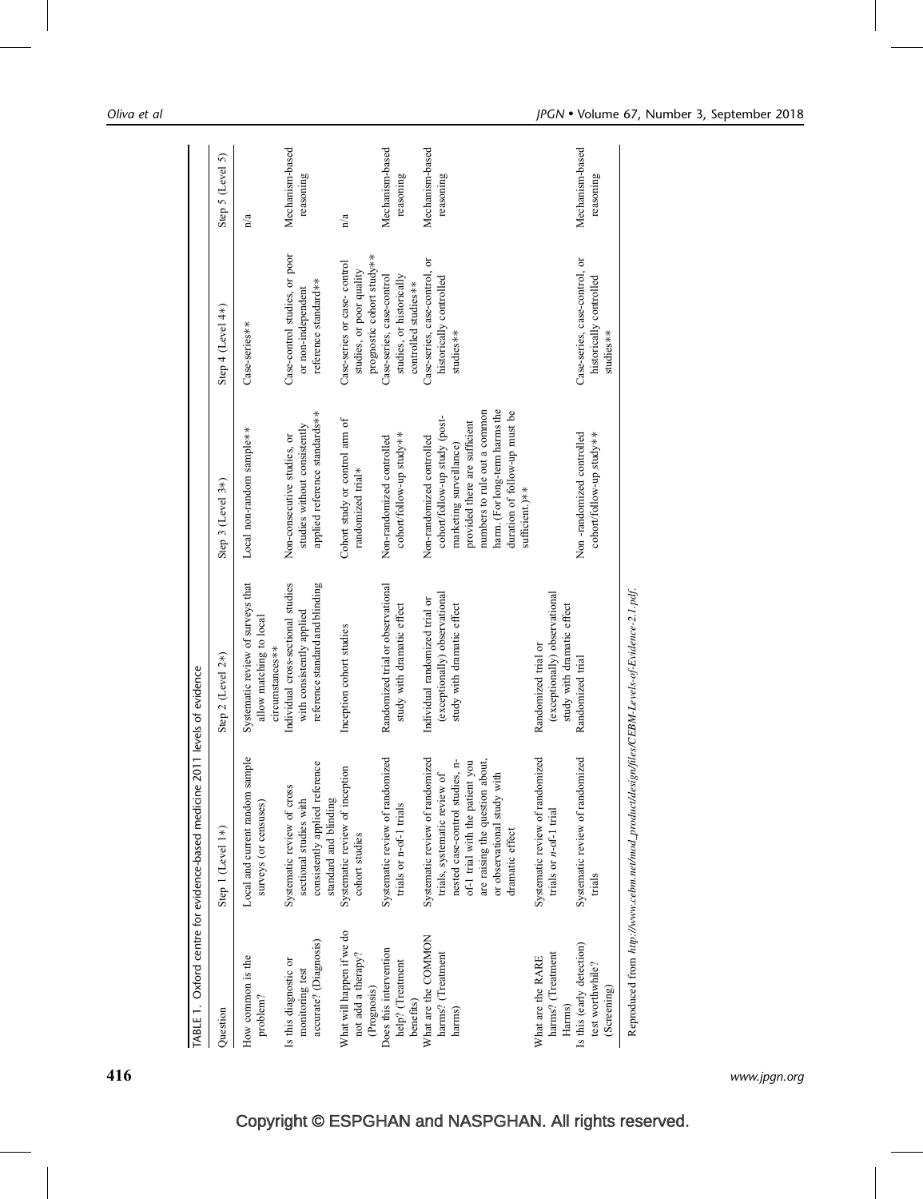TABLE 1. Oxford centre for evidence-based medicine 2011 levels of evidence

| Question | Step 1 (Level 1*) | Step 2 (Level 2*) | Step 3 (Level 3*) | Step 4 (Level 4*) | Step 5 (Level 5) |
| --- | --- | --- | --- | --- | --- |
| How common is the problem? | Local and current random sample surveys (or censuses) | Systematic review of surveys that allow matching to local circumstances** | Local non-random sample** | Case-series** | n/a |
| Is this diagnostic or monitoring test accurate? (Diagnosis) | Systematic review of cross sectional studies with consistently applied reference standard and blinding | Individual cross-sectional studies with consistently applied reference standard and blinding | Non-consecutive studies, or studies without consistently applied reference standards** | Case-control studies, or poor or non-independent reference standard** | Mechanism-based reasoning |
| What will happen if we do not add a therapy? (Prognosis) | Systematic review of inception cohort studies | Inception cohort studies | Cohort study or control arm of randomized trial* | Case-series or case- control studies, or poor quality prognostic cohort study** | n/a |
| Does this intervention help? (Treatment benefits) | Systematic review of randomized trials or n-of-1 trials | Randomized trial or observational study with dramatic effect | Non-randomized controlled cohort/follow-up study** | Case-series, case-control studies, or historically controlled studies** | Mechanism-based reasoning |
| What are the COMMON harms? (Treatment harms) | Systematic review of randomized trials, systematic review of nested case-control studies, n-of-1 trial with the patient you are raising the question about, or observational study with dramatic effect | Individual randomized trial or (exceptionally) observational study with dramatic effect | Non-randomized controlled cohort/follow-up study (post-marketing surveillance) provided there are sufficient numbers to rule out a common harm. (For long-term harms the duration of follow-up must be sufficient.)** | Case-series, case-control, or historically controlled studies** | Mechanism-based reasoning |
| What are the RARE harms? (Treatment Harms) | Systematic review of randomized trials or *n*-of-1 trial | Randomized trial or (exceptionally) observational study with dramatic effect | | | |
| Is this (early detection) test worthwhile? (Screening) | Systematic review of randomized trials | Randomized trial | Non -randomized controlled cohort/follow-up study** | Case-series, case-control, or historically controlled studies** | Mechanism-based reasoning |

Reproduced from *http://www.cebm.net/mod_product/design/files/CEBM-Levels-of-Evidence-2.1.pdf.*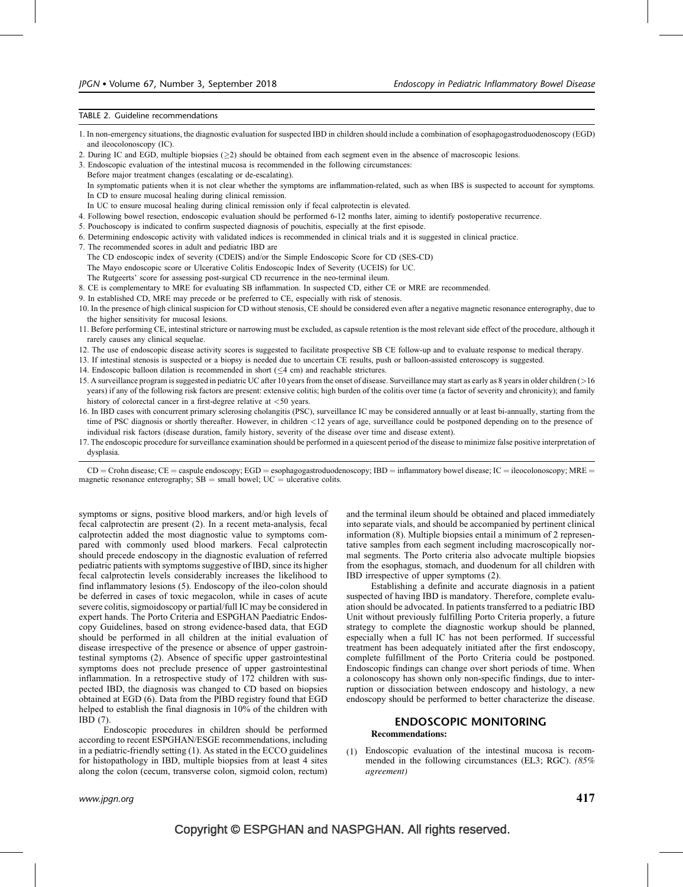TABLE 2. Guideline recommendations

1. In non-emergency situations, the diagnostic evaluation for suspected IBD in children should include a combination of esophagogastroduodenoscopy (EGD) and ileocolonoscopy (IC).
2. During IC and EGD, multiple biopsies (≥2) should be obtained from each segment even in the absence of macroscopic lesions.
3. Endoscopic evaluation of the intestinal mucosa is recommended in the following circumstances:
   Before major treatment changes (escalating or de-escalating).
   In symptomatic patients when it is not clear whether the symptoms are inflammation-related, such as when IBS is suspected to account for symptoms.
   In CD to ensure mucosal healing during clinical remission.
   In UC to ensure mucosal healing during clinical remission only if fecal calprotectin is elevated.
4. Following bowel resection, endoscopic evaluation should be performed 6-12 months later, aiming to identify postoperative recurrence.
5. Pouchoscopy is indicated to confirm suspected diagnosis of pouchitis, especially at the first episode.
6. Determining endoscopic activity with validated indices is recommended in clinical trials and it is suggested in clinical practice.
7. The recommended scores in adult and pediatric IBD are
   The CD endoscopic index of severity (CDEIS) and/or the Simple Endoscopic Score for CD (SES-CD)
   The Mayo endoscopic score or Ulcerative Colitis Endoscopic Index of Severity (UCEIS) for UC.
   The Rutgeerts' score for assessing post-surgical CD recurrence in the neo-terminal ileum.
8. CE is complementary to MRE for evaluating SB inflammation. In suspected CD, either CE or MRE are recommended.
9. In established CD, MRE may precede or be preferred to CE, especially with risk of stenosis.
10. In the presence of high clinical suspicion for CD without stenosis, CE should be considered even after a negative magnetic resonance enterography, due to the higher sensitivity for mucosal lesions.
11. Before performing CE, intestinal stricture or narrowing must be excluded, as capsule retention is the most relevant side effect of the procedure, although it rarely causes any clinical sequelae.
12. The use of endoscopic disease activity scores is suggested to facilitate prospective SB CE follow-up and to evaluate response to medical therapy.
13. If intestinal stenosis is suspected or a biopsy is needed due to uncertain CE results, push or balloon-assisted enteroscopy is suggested.
14. Endoscopic balloon dilation is recommended in short (≤4 cm) and reachable strictures.
15. A surveillance program is suggested in pediatric UC after 10 years from the onset of disease. Surveillance may start as early as 8 years in older children (>16 years) if any of the following risk factors are present: extensive colitis; high burden of the colitis over time (a factor of severity and chronicity); and family history of colorectal cancer in a first-degree relative at <50 years.
16. In IBD cases with concurrent primary sclerosing cholangitis (PSC), surveillance IC may be considered annually or at least bi-annually, starting from the time of PSC diagnosis or shortly thereafter. However, in children <12 years of age, surveillance could be postponed depending on to the presence of individual risk factors (disease duration, family history, severity of the disease over time and disease extent).
17. The endoscopic procedure for surveillance examination should be performed in a quiescent period of the disease to minimize false positive interpretation of dysplasia.

CD = Crohn disease; CE = caspule endoscopy; EGD = esophagogastroduodenoscopy; IBD = inflammatory bowel disease; IC = ileocolonoscopy; MRE = magnetic resonance enterography; SB = small bowel; UC = ulcerative colits.

symptoms or signs, positive blood markers, and/or high levels of fecal calprotectin are present (2). In a recent meta-analysis, fecal calprotectin added the most diagnostic value to symptoms compared with commonly used blood markers. Fecal calprotectin should precede endoscopy in the diagnostic evaluation of referred pediatric patients with symptoms suggestive of IBD, since its higher fecal calprotectin levels considerably increases the likelihood to find inflammatory lesions (5). Endoscopy of the ileo-colon should be deferred in cases of toxic megacolon, while in cases of acute severe colitis, sigmoidoscopy or partial/full IC may be considered in expert hands. The Porto Criteria and ESPGHAN Paediatric Endoscopy Guidelines, based on strong evidence-based data, that EGD should be performed in all children at the initial evaluation of disease irrespective of the presence or absence of upper gastrointestinal symptoms (2). Absence of specific upper gastrointestinal symptoms does not preclude presence of upper gastrointestinal inflammation. In a retrospective study of 172 children with suspected IBD, the diagnosis was changed to CD based on biopsies obtained at EGD (6). Data from the PIBD registry found that EGD helped to establish the final diagnosis in 10% of the children with IBD (7).

Endoscopic procedures in children should be performed according to recent ESPGHAN/ESGE recommendations, including in a pediatric-friendly setting (1). As stated in the ECCO guidelines for histopathology in IBD, multiple biopsies from at least 4 sites along the colon (cecum, transverse colon, sigmoid colon, rectum) and the terminal ileum should be obtained and placed immediately into separate vials, and should be accompanied by pertinent clinical information (8). Multiple biopsies entail a minimum of 2 representative samples from each segment including macroscopically normal segments. The Porto criteria also advocate multiple biopsies from the esophagus, stomach, and duodenum for all children with IBD irrespective of upper symptoms (2).

Establishing a definite and accurate diagnosis in a patient suspected of having IBD is mandatory. Therefore, complete evaluation should be advocated. In patients transferred to a pediatric IBD Unit without previously fulfilling Porto Criteria properly, a future strategy to complete the diagnostic workup should be planned, especially when a full IC has not been performed. If successful treatment has been adequately initiated after the first endoscopy, complete fulfillment of the Porto Criteria could be postponed. Endoscopic findings can change over short periods of time. When a colonoscopy has shown only non-specific findings, due to interruption or dissociation between endoscopy and histology, a new endoscopy should be performed to better characterize the disease.

## ENDOSCOPIC MONITORING

**Recommendations:**

(1) Endoscopic evaluation of the intestinal mucosa is recommended in the following circumstances (EL3; RGC). *(85% agreement)*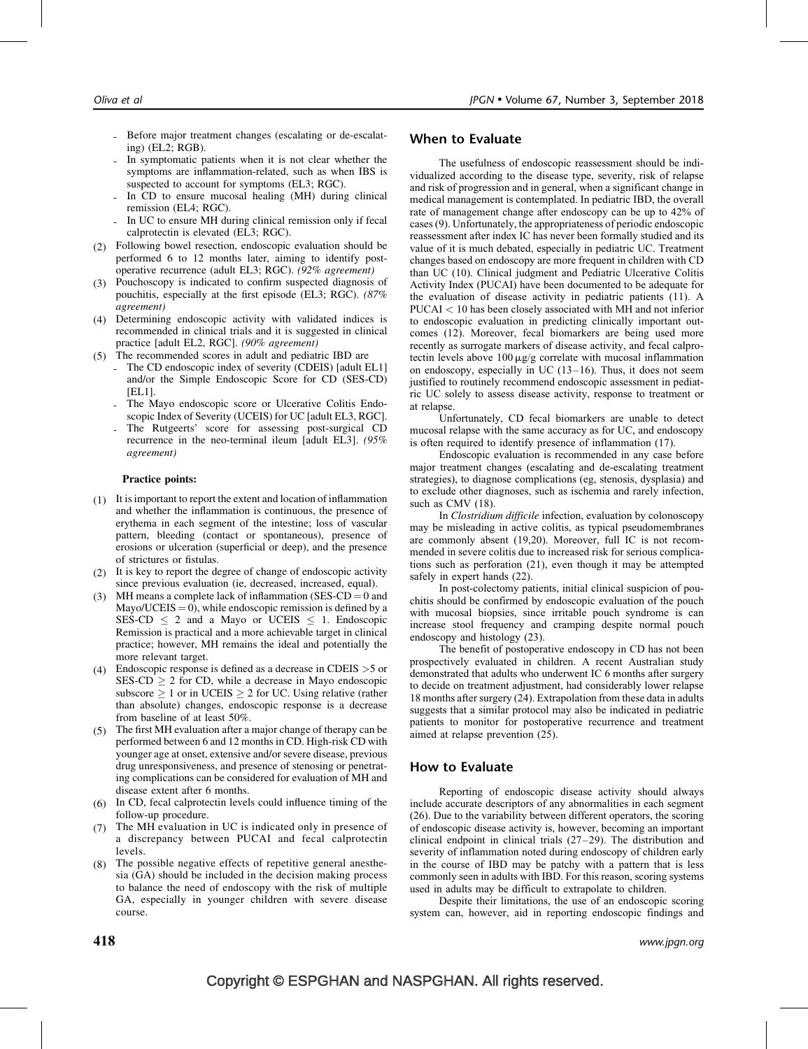- Before major treatment changes (escalating or de-escalating) (EL2; RGB).
- In symptomatic patients when it is not clear whether the symptoms are inflammation-related, such as when IBS is suspected to account for symptoms (EL3; RGC).
- In CD to ensure mucosal healing (MH) during clinical remission (EL4; RGC).
- In UC to ensure MH during clinical remission only if fecal calprotectin is elevated (EL3; RGC).

(2) Following bowel resection, endoscopic evaluation should be performed 6 to 12 months later, aiming to identify post-operative recurrence (adult EL3; RGC). *(92% agreement)*

(3) Pouchoscopy is indicated to confirm suspected diagnosis of pouchitis, especially at the first episode (EL3; RGC). *(87% agreement)*

(4) Determining endoscopic activity with validated indices is recommended in clinical trials and it is suggested in clinical practice [adult EL2, RGC]. *(90% agreement)*

(5) The recommended scores in adult and pediatric IBD are
- The CD endoscopic index of severity (CDEIS) [adult EL1] and/or the Simple Endoscopic Score for CD (SES-CD) [EL1].
- The Mayo endoscopic score or Ulcerative Colitis Endoscopic Index of Severity (UCEIS) for UC [adult EL3, RGC].
- The Rutgeerts' score for assessing post-surgical CD recurrence in the neo-terminal ileum [adult EL3]. *(95% agreement)*

**Practice points:**

1. It is important to report the extent and location of inflammation and whether the inflammation is continuous, the presence of erythema in each segment of the intestine; loss of vascular pattern, bleeding (contact or spontaneous), presence of erosions or ulceration (superficial or deep), and the presence of strictures or fistulas.
2. It is key to report the degree of change of endoscopic activity since previous evaluation (ie, decreased, increased, equal).
3. MH means a complete lack of inflammation (SES-CD = 0 and Mayo/UCEIS = 0), while endoscopic remission is defined by a SES-CD $\leq$ 2 and a Mayo or UCEIS $\leq$ 1. Endoscopic Remission is practical and a more achievable target in clinical practice; however, MH remains the ideal and potentially the more relevant target.
4. Endoscopic response is defined as a decrease in CDEIS >5 or SES-CD $\geq$ 2 for CD, while a decrease in Mayo endoscopic subscore $\geq$ 1 or in UCEIS $\geq$ 2 for UC. Using relative (rather than absolute) changes, endoscopic response is a decrease from baseline of at least 50%.
5. The first MH evaluation after a major change of therapy can be performed between 6 and 12 months in CD. High-risk CD with younger age at onset, extensive and/or severe disease, previous drug unresponsiveness, and presence of stenosing or penetrating complications can be considered for evaluation of MH and disease extent after 6 months.
6. In CD, fecal calprotectin levels could influence timing of the follow-up procedure.
7. The MH evaluation in UC is indicated only in presence of a discrepancy between PUCAI and fecal calprotectin levels.
8. The possible negative effects of repetitive general anesthesia (GA) should be included in the decision making process to balance the need of endoscopy with the risk of multiple GA, especially in younger children with severe disease course.

## When to Evaluate

The usefulness of endoscopic reassessment should be individualized according to the disease type, severity, risk of relapse and risk of progression and in general, when a significant change in medical management is contemplated. In pediatric IBD, the overall rate of management change after endoscopy can be up to 42% of cases (9). Unfortunately, the appropriateness of periodic endoscopic reassessment after index IC has never been formally studied and its value of it is much debated, especially in pediatric UC. Treatment changes based on endoscopy are more frequent in children with CD than UC (10). Clinical judgment and Pediatric Ulcerative Colitis Activity Index (PUCAI) have been documented to be adequate for the evaluation of disease activity in pediatric patients (11). A PUCAI < 10 has been closely associated with MH and not inferior to endoscopic evaluation in predicting clinically important outcomes (12). Moreover, fecal biomarkers are being used more recently as surrogate markers of disease activity, and fecal calprotectin levels above 100 μg/g correlate with mucosal inflammation on endoscopy, especially in UC (13–16). Thus, it does not seem justified to routinely recommend endoscopic assessment in pediatric UC solely to assess disease activity, response to treatment or at relapse.

Unfortunately, CD fecal biomarkers are unable to detect mucosal relapse with the same accuracy as for UC, and endoscopy is often required to identify presence of inflammation (17).

Endoscopic evaluation is recommended in any case before major treatment changes (escalating and de-escalating treatment strategies), to diagnose complications (eg, stenosis, dysplasia) and to exclude other diagnoses, such as ischemia and rarely infection, such as CMV (18).

In *Clostridium difficile* infection, evaluation by colonoscopy may be misleading in active colitis, as typical pseudomembranes are commonly absent (19,20). Moreover, full IC is not recommended in severe colitis due to increased risk for serious complications such as perforation (21), even though it may be attempted safely in expert hands (22).

In post-colectomy patients, initial clinical suspicion of pouchitis should be confirmed by endoscopic evaluation of the pouch with mucosal biopsies, since irritable pouch syndrome is can increase stool frequency and cramping despite normal pouch endoscopy and histology (23).

The benefit of postoperative endoscopy in CD has not been prospectively evaluated in children. A recent Australian study demonstrated that adults who underwent IC 6 months after surgery to decide on treatment adjustment, had considerably lower relapse 18 months after surgery (24). Extrapolation from these data in adults suggests that a similar protocol may also be indicated in pediatric patients to monitor for postoperative recurrence and treatment aimed at relapse prevention (25).

## How to Evaluate

Reporting of endoscopic disease activity should always include accurate descriptors of any abnormalities in each segment (26). Due to the variability between different operators, the scoring of endoscopic disease activity is, however, becoming an important clinical endpoint in clinical trials (27–29). The distribution and severity of inflammation noted during endoscopy of children early in the course of IBD may be patchy with a pattern that is less commonly seen in adults with IBD. For this reason, scoring systems used in adults may be difficult to extrapolate to children.

Despite their limitations, the use of an endoscopic scoring system can, however, aid in reporting endoscopic findings and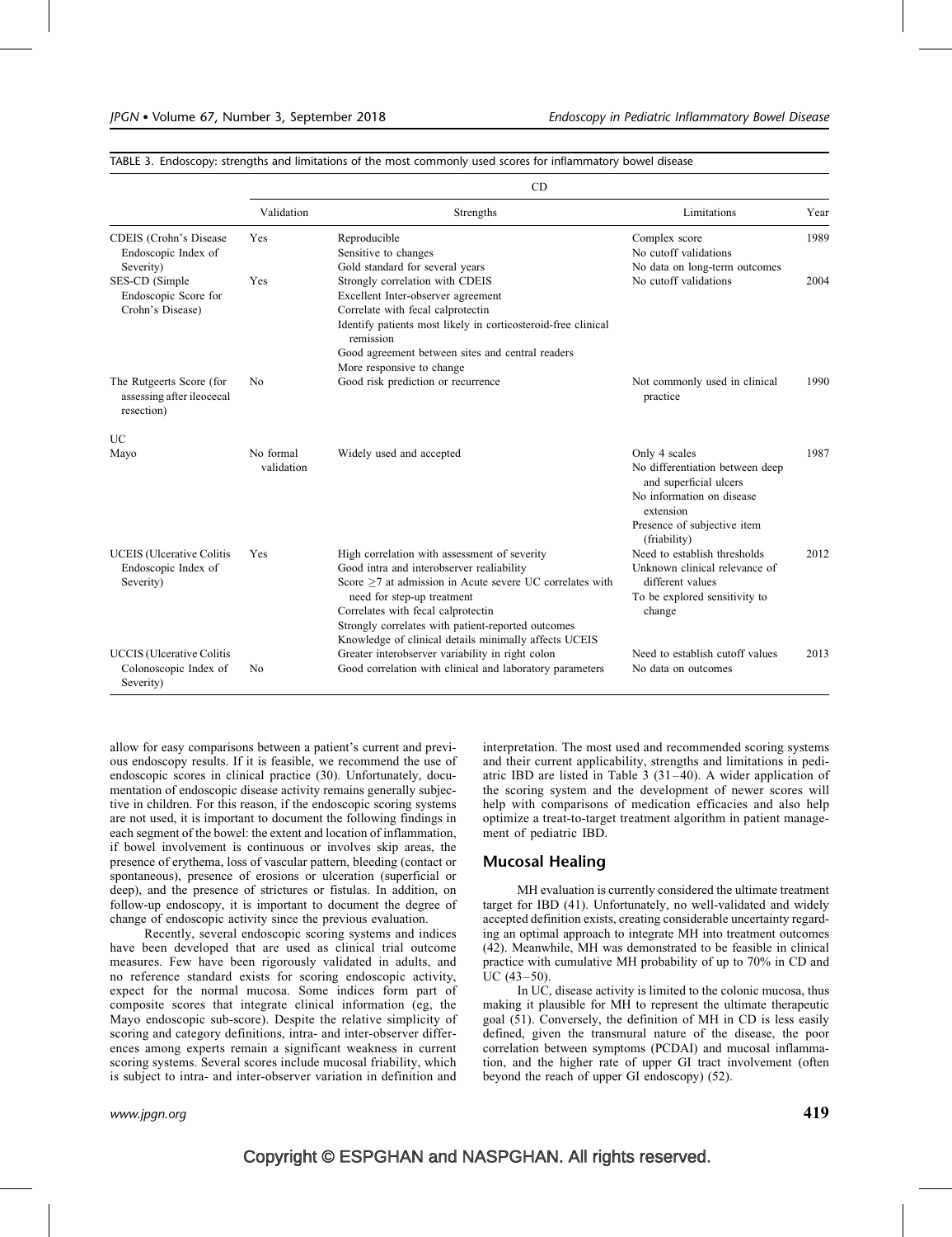TABLE 3. Endoscopy: strengths and limitations of the most commonly used scores for inflammatory bowel disease

| | CD | | | |
|---|---|---|---|---|
| | Validation | Strengths | Limitations | Year |
| CDEIS (Crohn's Disease Endoscopic Index of Severity) | Yes | Reproducible<br>Sensitive to changes<br>Gold standard for several years | Complex score<br>No cutoff validations<br>No data on long-term outcomes | 1989 |
| SES-CD (Simple Endoscopic Score for Crohn's Disease) | Yes | Strongly correlation with CDEIS<br>Excellent Inter-observer agreement<br>Correlate with fecal calprotectin<br>Identify patients most likely in corticosteroid-free clinical remission<br>Good agreement between sites and central readers<br>More responsive to change | No cutoff validations | 2004 |
| The Rutgeerts Score (for assessing after ileocecal resection) | No | Good risk prediction or recurrence | Not commonly used in clinical practice | 1990 |
| UC | | | | |
| Mayo | No formal validation | Widely used and accepted | Only 4 scales<br>No differentiation between deep and superficial ulcers<br>No information on disease extension<br>Presence of subjective item (friability) | 1987 |
| UCEIS (Ulcerative Colitis Endoscopic Index of Severity) | Yes | High correlation with assessment of severity<br>Good intra and interobserver realiability<br>Score ≥7 at admission in Acute severe UC correlates with need for step-up treatment<br>Correlates with fecal calprotectin<br>Strongly correlates with patient-reported outcomes<br>Knowledge of clinical details minimally affects UCEIS | Need to establish thresholds<br>Unknown clinical relevance of different values<br>To be explored sensitivity to change | 2012 |
| UCCIS (Ulcerative Colitis Colonoscopic Index of Severity) | No | Greater interobserver variability in right colon<br>Good correlation with clinical and laboratory parameters | Need to establish cutoff values<br>No data on outcomes | 2013 |

allow for easy comparisons between a patient's current and previous endoscopy results. If it is feasible, we recommend the use of endoscopic scores in clinical practice (30). Unfortunately, documentation of endoscopic disease activity remains generally subjective in children. For this reason, if the endoscopic scoring systems are not used, it is important to document the following findings in each segment of the bowel: the extent and location of inflammation, if bowel involvement is continuous or involves skip areas, the presence of erythema, loss of vascular pattern, bleeding (contact or spontaneous), presence of erosions or ulceration (superficial or deep), and the presence of strictures or fistulas. In addition, on follow-up endoscopy, it is important to document the degree of change of endoscopic activity since the previous evaluation.

Recently, several endoscopic scoring systems and indices have been developed that are used as clinical trial outcome measures. Few have been rigorously validated in adults, and no reference standard exists for scoring endoscopic activity, expect for the normal mucosa. Some indices form part of composite scores that integrate clinical information (eg, the Mayo endoscopic sub-score). Despite the relative simplicity of scoring and category definitions, intra- and inter-observer differences among experts remain a significant weakness in current scoring systems. Several scores include mucosal friability, which is subject to intra- and inter-observer variation in definition and interpretation. The most used and recommended scoring systems and their current applicability, strengths and limitations in pediatric IBD are listed in Table 3 (31–40). A wider application of the scoring system and the development of newer scores will help with comparisons of medication efficacies and also help optimize a treat-to-target treatment algorithm in patient management of pediatric IBD.

## Mucosal Healing

MH evaluation is currently considered the ultimate treatment target for IBD (41). Unfortunately, no well-validated and widely accepted definition exists, creating considerable uncertainty regarding an optimal approach to integrate MH into treatment outcomes (42). Meanwhile, MH was demonstrated to be feasible in clinical practice with cumulative MH probability of up to 70% in CD and UC (43–50).

In UC, disease activity is limited to the colonic mucosa, thus making it plausible for MH to represent the ultimate therapeutic goal (51). Conversely, the definition of MH in CD is less easily defined, given the transmural nature of the disease, the poor correlation between symptoms (PCDAI) and mucosal inflammation, and the higher rate of upper GI tract involvement (often beyond the reach of upper GI endoscopy) (52).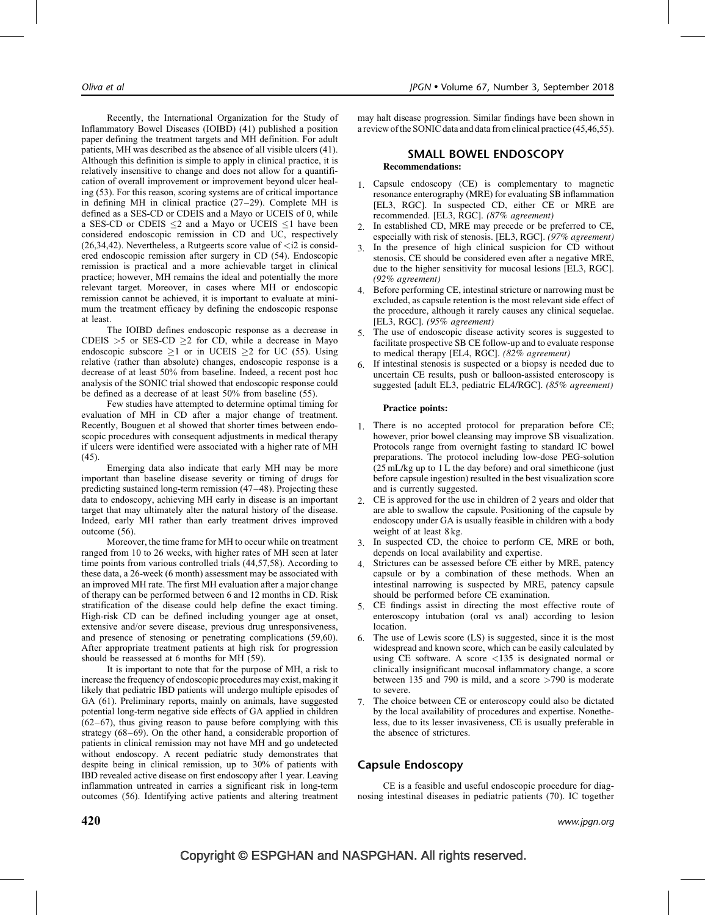Recently, the International Organization for the Study of Inflammatory Bowel Diseases (IOIBD) (41) published a position paper defining the treatment targets and MH definition. For adult patients, MH was described as the absence of all visible ulcers (41). Although this definition is simple to apply in clinical practice, it is relatively insensitive to change and does not allow for a quantification of overall improvement or improvement beyond ulcer healing (53). For this reason, scoring systems are of critical importance in defining MH in clinical practice (27–29). Complete MH is defined as a SES-CD or CDEIS and a Mayo or UCEIS of 0, while a SES-CD or CDEIS $\leq 2$ and a Mayo or UCEIS $\leq 1$ have been considered endoscopic remission in CD and UC, respectively (26,34,42). Nevertheless, a Rutgeerts score value of <i2 is considered endoscopic remission after surgery in CD (54). Endoscopic remission is practical and a more achievable target in clinical practice; however, MH remains the ideal and potentially the more relevant target. Moreover, in cases where MH or endoscopic remission cannot be achieved, it is important to evaluate at minimum the treatment efficacy by defining the endoscopic response at least.

The IOIBD defines endoscopic response as a decrease in CDEIS $>5$ or SES-CD $\geq 2$ for CD, while a decrease in Mayo endoscopic subscore $\geq 1$ or in UCEIS $\geq 2$ for UC (55). Using relative (rather than absolute) changes, endoscopic response is a decrease of at least 50% from baseline. Indeed, a recent post hoc analysis of the SONIC trial showed that endoscopic response could be defined as a decrease of at least 50% from baseline (55).

Few studies have attempted to determine optimal timing for evaluation of MH in CD after a major change of treatment. Recently, Bouguen et al showed that shorter times between endoscopic procedures with consequent adjustments in medical therapy if ulcers were identified were associated with a higher rate of MH (45).

Emerging data also indicate that early MH may be more important than baseline disease severity or timing of drugs for predicting sustained long-term remission (47–48). Projecting these data to endoscopy, achieving MH early in disease is an important target that may ultimately alter the natural history of the disease. Indeed, early MH rather than early treatment drives improved outcome (56).

Moreover, the time frame for MH to occur while on treatment ranged from 10 to 26 weeks, with higher rates of MH seen at later time points from various controlled trials (44,57,58). According to these data, a 26-week (6 month) assessment may be associated with an improved MH rate. The first MH evaluation after a major change of therapy can be performed between 6 and 12 months in CD. Risk stratification of the disease could help define the exact timing. High-risk CD can be defined including younger age at onset, extensive and/or severe disease, previous drug unresponsiveness, and presence of stenosing or penetrating complications (59,60). After appropriate treatment patients at high risk for progression should be reassessed at 6 months for MH (59).

It is important to note that for the purpose of MH, a risk to increase the frequency of endoscopic procedures may exist, making it likely that pediatric IBD patients will undergo multiple episodes of GA (61). Preliminary reports, mainly on animals, have suggested potential long-term negative side effects of GA applied in children (62–67), thus giving reason to pause before complying with this strategy (68–69). On the other hand, a considerable proportion of patients in clinical remission may not have MH and go undetected without endoscopy. A recent pediatric study demonstrates that despite being in clinical remission, up to 30% of patients with IBD revealed active disease on first endoscopy after 1 year. Leaving inflammation untreated in carries a significant risk in long-term outcomes (56). Identifying active patients and altering treatment may halt disease progression. Similar findings have been shown in a review of the SONIC data and data from clinical practice (45,46,55).

## SMALL BOWEL ENDOSCOPY

**Recommendations:**

1. Capsule endoscopy (CE) is complementary to magnetic resonance enterography (MRE) for evaluating SB inflammation [EL3, RGC]. In suspected CD, either CE or MRE are recommended. [EL3, RGC]. *(87% agreement)*
2. In established CD, MRE may precede or be preferred to CE, especially with risk of stenosis. [EL3, RGC]. *(97% agreement)*
3. In the presence of high clinical suspicion for CD without stenosis, CE should be considered even after a negative MRE, due to the higher sensitivity for mucosal lesions [EL3, RGC]. *(92% agreement)*
4. Before performing CE, intestinal stricture or narrowing must be excluded, as capsule retention is the most relevant side effect of the procedure, although it rarely causes any clinical sequelae. [EL3, RGC]. *(95% agreement)*
5. The use of endoscopic disease activity scores is suggested to facilitate prospective SB CE follow-up and to evaluate response to medical therapy [EL4, RGC]. *(82% agreement)*
6. If intestinal stenosis is suspected or a biopsy is needed due to uncertain CE results, push or balloon-assisted enteroscopy is suggested [adult EL3, pediatric EL4/RGC]. *(85% agreement)*

**Practice points:**

1. There is no accepted protocol for preparation before CE; however, prior bowel cleansing may improve SB visualization. Protocols range from overnight fasting to standard IC bowel preparations. The protocol including low-dose PEG-solution (25 mL/kg up to 1 L the day before) and oral simethicone (just before capsule ingestion) resulted in the best visualization score and is currently suggested.
2. CE is approved for the use in children of 2 years and older that are able to swallow the capsule. Positioning of the capsule by endoscopy under GA is usually feasible in children with a body weight of at least 8 kg.
3. In suspected CD, the choice to perform CE, MRE or both, depends on local availability and expertise.
4. Strictures can be assessed before CE either by MRE, patency capsule or by a combination of these methods. When an intestinal narrowing is suspected by MRE, patency capsule should be performed before CE examination.
5. CE findings assist in directing the most effective route of enteroscopy intubation (oral vs anal) according to lesion location.
6. The use of Lewis score (LS) is suggested, since it is the most widespread and known score, which can be easily calculated by using CE software. A score <135 is designated normal or clinically insignificant mucosal inflammatory change, a score between 135 and 790 is mild, and a score >790 is moderate to severe.
7. The choice between CE or enteroscopy could also be dictated by the local availability of procedures and expertise. Nonetheless, due to its lesser invasiveness, CE is usually preferable in the absence of strictures.

## Capsule Endoscopy

CE is a feasible and useful endoscopic procedure for diagnosing intestinal diseases in pediatric patients (70). IC together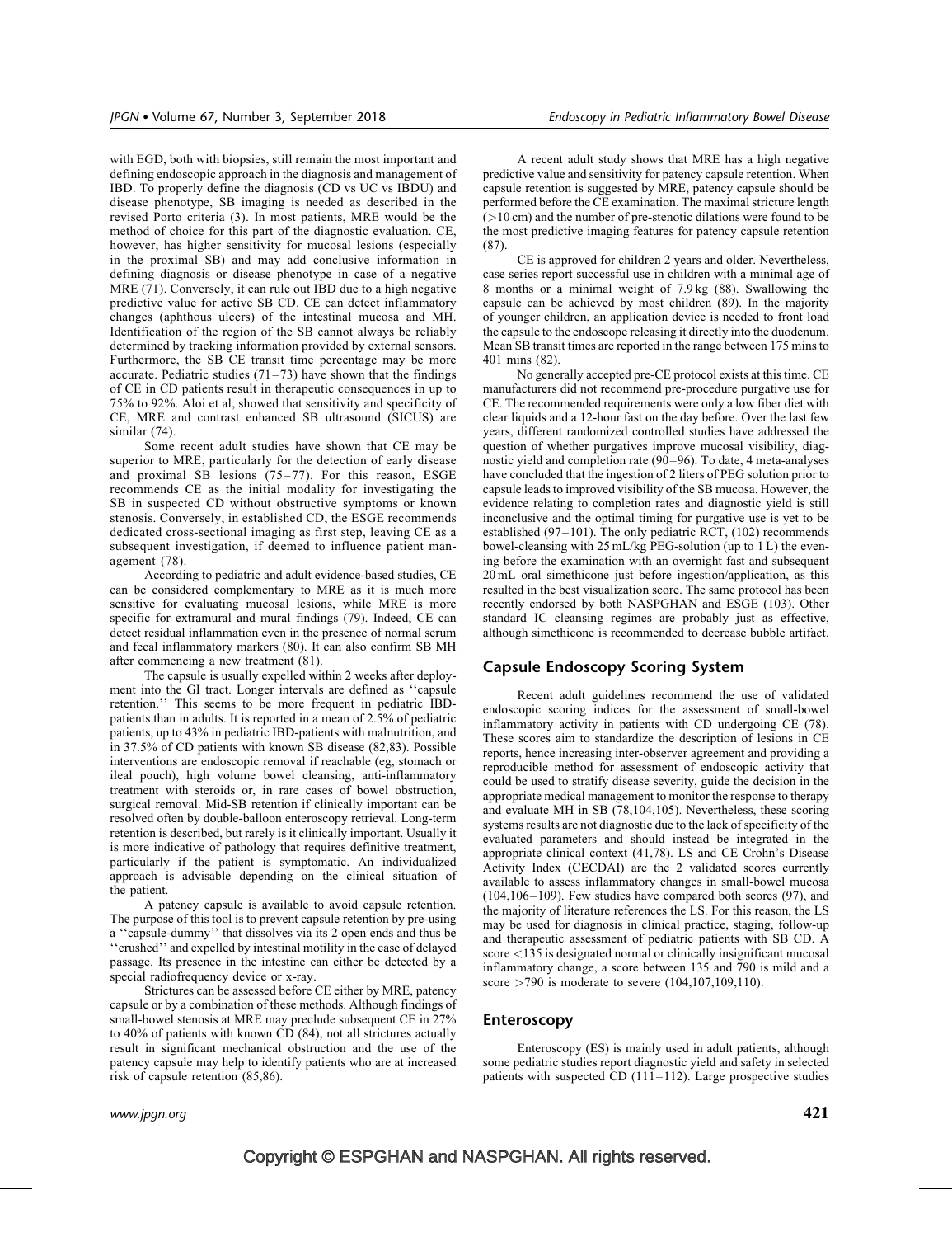with EGD, both with biopsies, still remain the most important and defining endoscopic approach in the diagnosis and management of IBD. To properly define the diagnosis (CD vs UC vs IBDU) and disease phenotype, SB imaging is needed as described in the revised Porto criteria (3). In most patients, MRE would be the method of choice for this part of the diagnostic evaluation. CE, however, has higher sensitivity for mucosal lesions (especially in the proximal SB) and may add conclusive information in defining diagnosis or disease phenotype in case of a negative MRE (71). Conversely, it can rule out IBD due to a high negative predictive value for active SB CD. CE can detect inflammatory changes (aphthous ulcers) of the intestinal mucosa and MH. Identification of the region of the SB cannot always be reliably determined by tracking information provided by external sensors. Furthermore, the SB CE transit time percentage may be more accurate. Pediatric studies (71–73) have shown that the findings of CE in CD patients result in therapeutic consequences in up to 75% to 92%. Aloi et al, showed that sensitivity and specificity of CE, MRE and contrast enhanced SB ultrasound (SICUS) are similar (74).

Some recent adult studies have shown that CE may be superior to MRE, particularly for the detection of early disease and proximal SB lesions (75–77). For this reason, ESGE recommends CE as the initial modality for investigating the SB in suspected CD without obstructive symptoms or known stenosis. Conversely, in established CD, the ESGE recommends dedicated cross-sectional imaging as first step, leaving CE as a subsequent investigation, if deemed to influence patient management (78).

According to pediatric and adult evidence-based studies, CE can be considered complementary to MRE as it is much more sensitive for evaluating mucosal lesions, while MRE is more specific for extramural and mural findings (79). Indeed, CE can detect residual inflammation even in the presence of normal serum and fecal inflammatory markers (80). It can also confirm SB MH after commencing a new treatment (81).

The capsule is usually expelled within 2 weeks after deployment into the GI tract. Longer intervals are defined as ''capsule retention.'' This seems to be more frequent in pediatric IBD-patients than in adults. It is reported in a mean of 2.5% of pediatric patients, up to 43% in pediatric IBD-patients with malnutrition, and in 37.5% of CD patients with known SB disease (82,83). Possible interventions are endoscopic removal if reachable (eg, stomach or ileal pouch), high volume bowel cleansing, anti-inflammatory treatment with steroids or, in rare cases of bowel obstruction, surgical removal. Mid-SB retention if clinically important can be resolved often by double-balloon enteroscopy retrieval. Long-term retention is described, but rarely is it clinically important. Usually it is more indicative of pathology that requires definitive treatment, particularly if the patient is symptomatic. An individualized approach is advisable depending on the clinical situation of the patient.

A patency capsule is available to avoid capsule retention. The purpose of this tool is to prevent capsule retention by pre-using a ''capsule-dummy'' that dissolves via its 2 open ends and thus be ''crushed'' and expelled by intestinal motility in the case of delayed passage. Its presence in the intestine can either be detected by a special radiofrequency device or x-ray.

Strictures can be assessed before CE either by MRE, patency capsule or by a combination of these methods. Although findings of small-bowel stenosis at MRE may preclude subsequent CE in 27% to 40% of patients with known CD (84), not all strictures actually result in significant mechanical obstruction and the use of the patency capsule may help to identify patients who are at increased risk of capsule retention (85,86).

A recent adult study shows that MRE has a high negative predictive value and sensitivity for patency capsule retention. When capsule retention is suggested by MRE, patency capsule should be performed before the CE examination. The maximal stricture length (>10 cm) and the number of pre-stenotic dilations were found to be the most predictive imaging features for patency capsule retention (87).

CE is approved for children 2 years and older. Nevertheless, case series report successful use in children with a minimal age of 8 months or a minimal weight of 7.9 kg (88). Swallowing the capsule can be achieved by most children (89). In the majority of younger children, an application device is needed to front load the capsule to the endoscope releasing it directly into the duodenum. Mean SB transit times are reported in the range between 175 mins to 401 mins (82).

No generally accepted pre-CE protocol exists at this time. CE manufacturers did not recommend pre-procedure purgative use for CE. The recommended requirements were only a low fiber diet with clear liquids and a 12-hour fast on the day before. Over the last few years, different randomized controlled studies have addressed the question of whether purgatives improve mucosal visibility, diagnostic yield and completion rate (90–96). To date, 4 meta-analyses have concluded that the ingestion of 2 liters of PEG solution prior to capsule leads to improved visibility of the SB mucosa. However, the evidence relating to completion rates and diagnostic yield is still inconclusive and the optimal timing for purgative use is yet to be established (97–101). The only pediatric RCT, (102) recommends bowel-cleansing with 25 mL/kg PEG-solution (up to 1 L) the evening before the examination with an overnight fast and subsequent 20 mL oral simethicone just before ingestion/application, as this resulted in the best visualization score. The same protocol has been recently endorsed by both NASPGHAN and ESGE (103). Other standard IC cleansing regimes are probably just as effective, although simethicone is recommended to decrease bubble artifact.

## Capsule Endoscopy Scoring System

Recent adult guidelines recommend the use of validated endoscopic scoring indices for the assessment of small-bowel inflammatory activity in patients with CD undergoing CE (78). These scores aim to standardize the description of lesions in CE reports, hence increasing inter-observer agreement and providing a reproducible method for assessment of endoscopic activity that could be used to stratify disease severity, guide the decision in the appropriate medical management to monitor the response to therapy and evaluate MH in SB (78,104,105). Nevertheless, these scoring systems results are not diagnostic due to the lack of specificity of the evaluated parameters and should instead be integrated in the appropriate clinical context (41,78). LS and CE Crohn's Disease Activity Index (CECDAI) are the 2 validated scores currently available to assess inflammatory changes in small-bowel mucosa (104,106–109). Few studies have compared both scores (97), and the majority of literature references the LS. For this reason, the LS may be used for diagnosis in clinical practice, staging, follow-up and therapeutic assessment of pediatric patients with SB CD. A score <135 is designated normal or clinically insignificant mucosal inflammatory change, a score between 135 and 790 is mild and a score >790 is moderate to severe (104,107,109,110).

## Enteroscopy

Enteroscopy (ES) is mainly used in adult patients, although some pediatric studies report diagnostic yield and safety in selected patients with suspected CD (111–112). Large prospective studies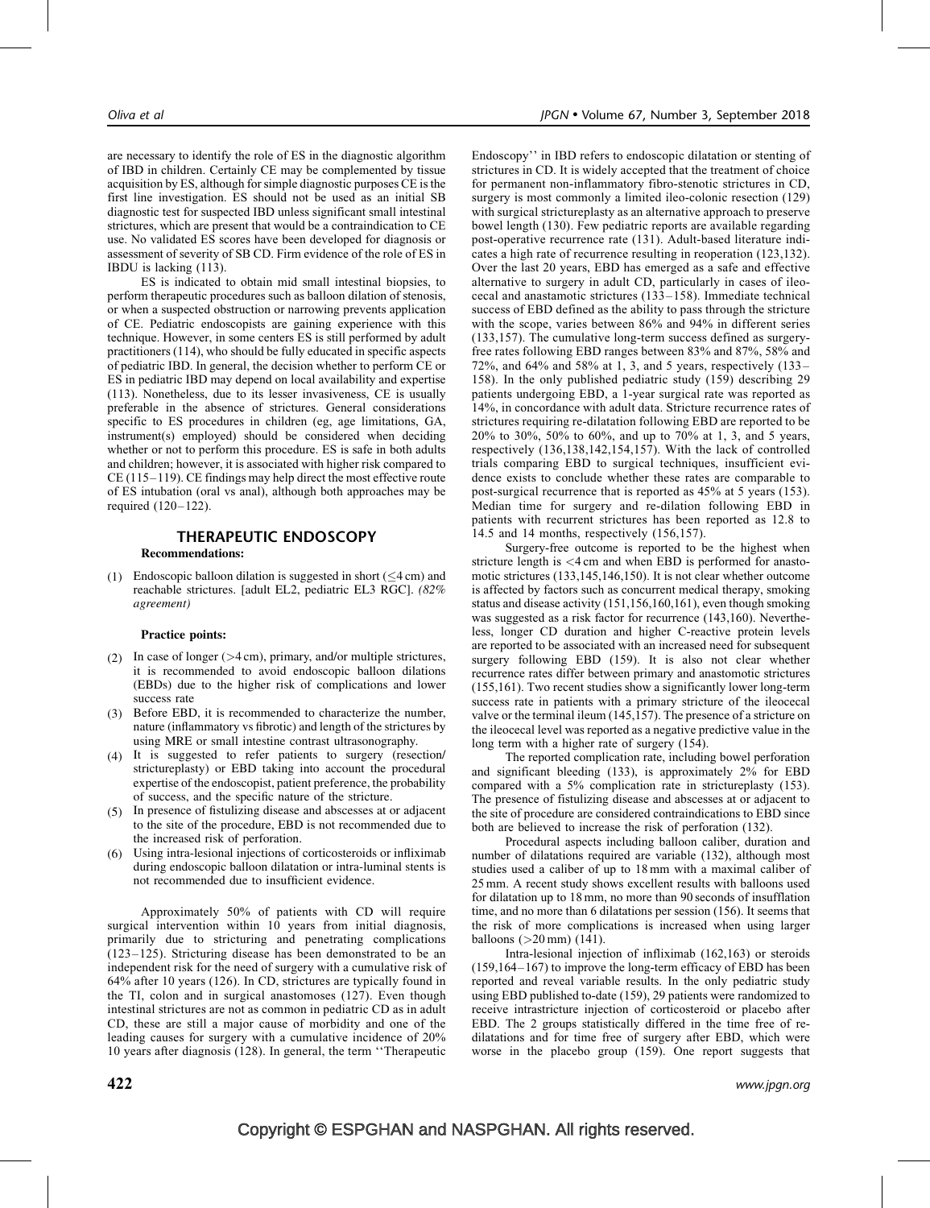are necessary to identify the role of ES in the diagnostic algorithm of IBD in children. Certainly CE may be complemented by tissue acquisition by ES, although for simple diagnostic purposes CE is the first line investigation. ES should not be used as an initial SB diagnostic test for suspected IBD unless significant small intestinal strictures, which are present that would be a contraindication to CE use. No validated ES scores have been developed for diagnosis or assessment of severity of SB CD. Firm evidence of the role of ES in IBDU is lacking (113).

ES is indicated to obtain mid small intestinal biopsies, to perform therapeutic procedures such as balloon dilation of stenosis, or when a suspected obstruction or narrowing prevents application of CE. Pediatric endoscopists are gaining experience with this technique. However, in some centers ES is still performed by adult practitioners (114), who should be fully educated in specific aspects of pediatric IBD. In general, the decision whether to perform CE or ES in pediatric IBD may depend on local availability and expertise (113). Nonetheless, due to its lesser invasiveness, CE is usually preferable in the absence of strictures. General considerations specific to ES procedures in children (eg, age limitations, GA, instrument(s) employed) should be considered when deciding whether or not to perform this procedure. ES is safe in both adults and children; however, it is associated with higher risk compared to CE (115–119). CE findings may help direct the most effective route of ES intubation (oral vs anal), although both approaches may be required (120–122).

## THERAPEUTIC ENDOSCOPY

**Recommendations:**

(1) Endoscopic balloon dilation is suggested in short (≤4 cm) and reachable strictures. [adult EL2, pediatric EL3 RGC]. *(82% agreement)*

**Practice points:**

(2) In case of longer (>4 cm), primary, and/or multiple strictures, it is recommended to avoid endoscopic balloon dilations (EBDs) due to the higher risk of complications and lower success rate
(3) Before EBD, it is recommended to characterize the number, nature (inflammatory vs fibrotic) and length of the strictures by using MRE or small intestine contrast ultrasonography.
(4) It is suggested to refer patients to surgery (resection/strictureplasty) or EBD taking into account the procedural expertise of the endoscopist, patient preference, the probability of success, and the specific nature of the stricture.
(5) In presence of fistulizing disease and abscesses at or adjacent to the site of the procedure, EBD is not recommended due to the increased risk of perforation.
(6) Using intra-lesional injections of corticosteroids or infliximab during endoscopic balloon dilatation or intra-luminal stents is not recommended due to insufficient evidence.

Approximately 50% of patients with CD will require surgical intervention within 10 years from initial diagnosis, primarily due to stricturing and penetrating complications (123–125). Stricturing disease has been demonstrated to be an independent risk for the need of surgery with a cumulative risk of 64% after 10 years (126). In CD, strictures are typically found in the TI, colon and in surgical anastomoses (127). Even though intestinal strictures are not as common in pediatric CD as in adult CD, these are still a major cause of morbidity and one of the leading causes for surgery with a cumulative incidence of 20% 10 years after diagnosis (128). In general, the term ''Therapeutic Endoscopy'' in IBD refers to endoscopic dilatation or stenting of strictures in CD. It is widely accepted that the treatment of choice for permanent non-inflammatory fibro-stenotic strictures in CD, surgery is most commonly a limited ileo-colonic resection (129) with surgical strictureplasty as an alternative approach to preserve bowel length (130). Few pediatric reports are available regarding post-operative recurrence rate (131). Adult-based literature indicates a high rate of recurrence resulting in reoperation (123,132). Over the last 20 years, EBD has emerged as a safe and effective alternative to surgery in adult CD, particularly in cases of ileocecal and anastamotic strictures (133–158). Immediate technical success of EBD defined as the ability to pass through the stricture with the scope, varies between 86% and 94% in different series (133,157). The cumulative long-term success defined as surgery-free rates following EBD ranges between 83% and 87%, 58% and 72%, and 64% and 58% at 1, 3, and 5 years, respectively (133–158). In the only published pediatric study (159) describing 29 patients undergoing EBD, a 1-year surgical rate was reported as 14%, in concordance with adult data. Stricture recurrence rates of strictures requiring re-dilatation following EBD are reported to be 20% to 30%, 50% to 60%, and up to 70% at 1, 3, and 5 years, respectively (136,138,142,154,157). With the lack of controlled trials comparing EBD to surgical techniques, insufficient evidence exists to conclude whether these rates are comparable to post-surgical recurrence that is reported as 45% at 5 years (153). Median time for surgery and re-dilation following EBD in patients with recurrent strictures has been reported as 12.8 to 14.5 and 14 months, respectively (156,157).

Surgery-free outcome is reported to be the highest when stricture length is <4 cm and when EBD is performed for anastomotic strictures (133,145,146,150). It is not clear whether outcome is affected by factors such as concurrent medical therapy, smoking status and disease activity (151,156,160,161), even though smoking was suggested as a risk factor for recurrence (143,160). Nevertheless, longer CD duration and higher C-reactive protein levels are reported to be associated with an increased need for subsequent surgery following EBD (159). It is also not clear whether recurrence rates differ between primary and anastomotic strictures (155,161). Two recent studies show a significantly lower long-term success rate in patients with a primary stricture of the ileocecal valve or the terminal ileum (145,157). The presence of a stricture on the ileocecal level was reported as a negative predictive value in the long term with a higher rate of surgery (154).

The reported complication rate, including bowel perforation and significant bleeding (133), is approximately 2% for EBD compared with a 5% complication rate in strictureplasty (153). The presence of fistulizing disease and abscesses at or adjacent to the site of procedure are considered contraindications to EBD since both are believed to increase the risk of perforation (132).

Procedural aspects including balloon caliber, duration and number of dilatations required are variable (132), although most studies used a caliber of up to 18 mm with a maximal caliber of 25 mm. A recent study shows excellent results with balloons used for dilatation up to 18 mm, no more than 90 seconds of insufflation time, and no more than 6 dilatations per session (156). It seems that the risk of more complications is increased when using larger balloons (>20 mm) (141).

Intra-lesional injection of infliximab (162,163) or steroids (159,164–167) to improve the long-term efficacy of EBD has been reported and reveal variable results. In the only pediatric study using EBD published to-date (159), 29 patients were randomized to receive intrastricture injection of corticosteroid or placebo after EBD. The 2 groups statistically differed in the time free of re-dilatations and for time free of surgery after EBD, which were worse in the placebo group (159). One report suggests that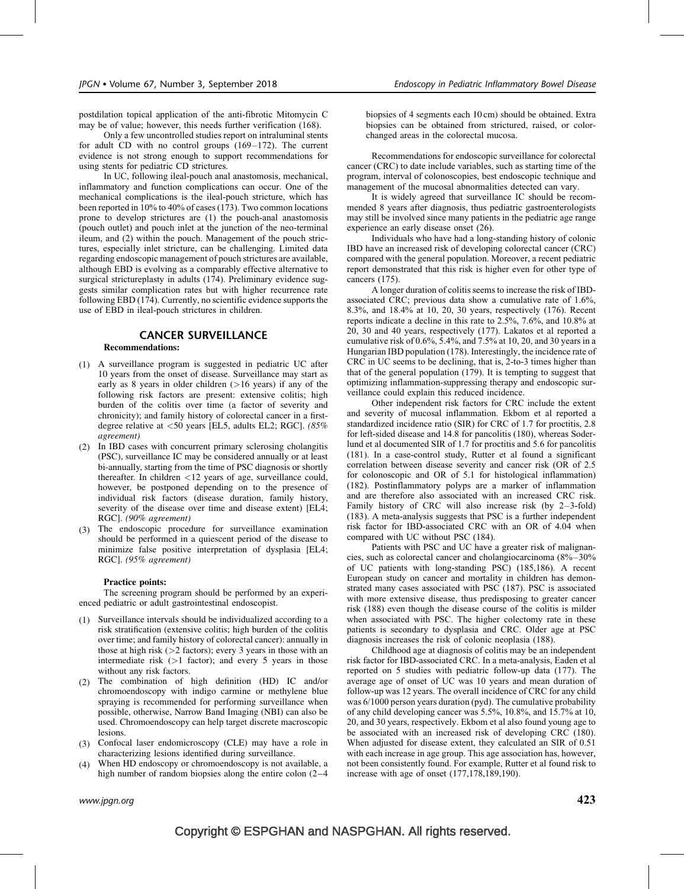postdilation topical application of the anti-fibrotic Mitomycin C may be of value; however, this needs further verification (168).

Only a few uncontrolled studies report on intraluminal stents for adult CD with no control groups (169–172). The current evidence is not strong enough to support recommendations for using stents for pediatric CD strictures.

In UC, following ileal-pouch anal anastomosis, mechanical, inflammatory and function complications can occur. One of the mechanical complications is the ileal-pouch stricture, which has been reported in 10% to 40% of cases (173). Two common locations prone to develop strictures are (1) the pouch-anal anastomosis (pouch outlet) and pouch inlet at the junction of the neo-terminal ileum, and (2) within the pouch. Management of the pouch strictures, especially inlet stricture, can be challenging. Limited data regarding endoscopic management of pouch strictures are available, although EBD is evolving as a comparably effective alternative to surgical strictureplasty in adults (174). Preliminary evidence suggests similar complication rates but with higher recurrence rate following EBD (174). Currently, no scientific evidence supports the use of EBD in ileal-pouch strictures in children.

## CANCER SURVEILLANCE

**Recommendations:**

(1) A surveillance program is suggested in pediatric UC after 10 years from the onset of disease. Surveillance may start as early as 8 years in older children (>16 years) if any of the following risk factors are present: extensive colitis; high burden of the colitis over time (a factor of severity and chronicity); and family history of colorectal cancer in a first-degree relative at <50 years [EL5, adults EL2; RGC]. *(85% agreement)*
(2) In IBD cases with concurrent primary sclerosing cholangitis (PSC), surveillance IC may be considered annually or at least bi-annually, starting from the time of PSC diagnosis or shortly thereafter. In children <12 years of age, surveillance could, however, be postponed depending on to the presence of individual risk factors (disease duration, family history, severity of the disease over time and disease extent) [EL4; RGC]. *(90% agreement)*
(3) The endoscopic procedure for surveillance examination should be performed in a quiescent period of the disease to minimize false positive interpretation of dysplasia [EL4; RGC]. *(95% agreement)*

**Practice points:**

The screening program should be performed by an experienced pediatric or adult gastrointestinal endoscopist.

(1) Surveillance intervals should be individualized according to a risk stratification (extensive colitis; high burden of the colitis over time; and family history of colorectal cancer): annually in those at high risk (>2 factors); every 3 years in those with an intermediate risk (>1 factor); and every 5 years in those without any risk factors.
(2) The combination of high definition (HD) IC and/or chromoendoscopy with indigo carmine or methylene blue spraying is recommended for performing surveillance when possible, otherwise, Narrow Band Imaging (NBI) can also be used. Chromoendoscopy can help target discrete macroscopic lesions.
(3) Confocal laser endomicroscopy (CLE) may have a role in characterizing lesions identified during surveillance.
(4) When HD endoscopy or chromoendoscopy is not available, a high number of random biopsies along the entire colon (2–4 biopsies of 4 segments each 10 cm) should be obtained. Extra biopsies can be obtained from strictured, raised, or color-changed areas in the colorectal mucosa.

Recommendations for endoscopic surveillance for colorectal cancer (CRC) to date include variables, such as starting time of the program, interval of colonoscopies, best endoscopic technique and management of the mucosal abnormalities detected can vary.

It is widely agreed that surveillance IC should be recommended 8 years after diagnosis, thus pediatric gastroenterologists may still be involved since many patients in the pediatric age range experience an early disease onset (26).

Individuals who have had a long-standing history of colonic IBD have an increased risk of developing colorectal cancer (CRC) compared with the general population. Moreover, a recent pediatric report demonstrated that this risk is higher even for other type of cancers (175).

A longer duration of colitis seems to increase the risk of IBD-associated CRC; previous data show a cumulative rate of 1.6%, 8.3%, and 18.4% at 10, 20, 30 years, respectively (176). Recent reports indicate a decline in this rate to 2.5%, 7.6%, and 10.8% at 20, 30 and 40 years, respectively (177). Lakatos et al reported a cumulative risk of 0.6%, 5.4%, and 7.5% at 10, 20, and 30 years in a Hungarian IBD population (178). Interestingly, the incidence rate of CRC in UC seems to be declining, that is, 2-to-3 times higher than that of the general population (179). It is tempting to suggest that optimizing inflammation-suppressing therapy and endoscopic surveillance could explain this reduced incidence.

Other independent risk factors for CRC include the extent and severity of mucosal inflammation. Ekbom et al reported a standardized incidence ratio (SIR) for CRC of 1.7 for proctitis, 2.8 for left-sided disease and 14.8 for pancolitis (180), whereas Soderlund et al documented SIR of 1.7 for proctitis and 5.6 for pancolitis (181). In a case-control study, Rutter et al found a significant correlation between disease severity and cancer risk (OR of 2.5 for colonoscopic and OR of 5.1 for histological inflammation) (182). Postinflammatory polyps are a marker of inflammation and are therefore also associated with an increased CRC risk. Family history of CRC will also increase risk (by 2–3-fold) (183). A meta-analysis suggests that PSC is a further independent risk factor for IBD-associated CRC with an OR of 4.04 when compared with UC without PSC (184).

Patients with PSC and UC have a greater risk of malignancies, such as colorectal cancer and cholangiocarcinoma (8%–30% of UC patients with long-standing PSC) (185,186). A recent European study on cancer and mortality in children has demonstrated many cases associated with PSC (187). PSC is associated with more extensive disease, thus predisposing to greater cancer risk (188) even though the disease course of the colitis is milder when associated with PSC. The higher colectomy rate in these patients is secondary to dysplasia and CRC. Older age at PSC diagnosis increases the risk of colonic neoplasia (188).

Childhood age at diagnosis of colitis may be an independent risk factor for IBD-associated CRC. In a meta-analysis, Eaden et al reported on 5 studies with pediatric follow-up data (177). The average age of onset of UC was 10 years and mean duration of follow-up was 12 years. The overall incidence of CRC for any child was 6/1000 person years duration (pyd). The cumulative probability of any child developing cancer was 5.5%, 10.8%, and 15.7% at 10, 20, and 30 years, respectively. Ekbom et al also found young age to be associated with an increased risk of developing CRC (180). When adjusted for disease extent, they calculated an SIR of 0.51 with each increase in age group. This age association has, however, not been consistently found. For example, Rutter et al found risk to increase with age of onset (177,178,189,190).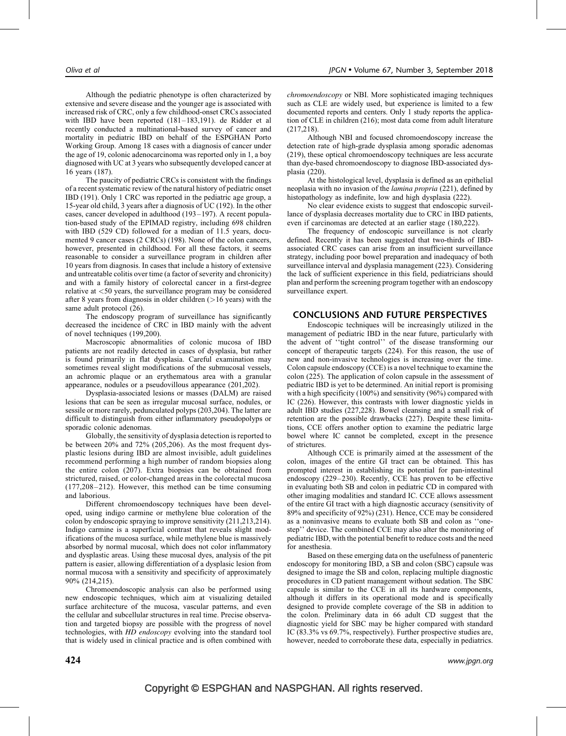Although the pediatric phenotype is often characterized by extensive and severe disease and the younger age is associated with increased risk of CRC, only a few childhood-onset CRCs associated with IBD have been reported (181–183,191). de Ridder et al recently conducted a multinational-based survey of cancer and mortality in pediatric IBD on behalf of the ESPGHAN Porto Working Group. Among 18 cases with a diagnosis of cancer under the age of 19, colonic adenocarcinoma was reported only in 1, a boy diagnosed with UC at 3 years who subsequently developed cancer at 16 years (187).

The paucity of pediatric CRCs is consistent with the findings of a recent systematic review of the natural history of pediatric onset IBD (191). Only 1 CRC was reported in the pediatric age group, a 15-year old child, 3 years after a diagnosis of UC (192). In the other cases, cancer developed in adulthood (193–197). A recent population-based study of the EPIMAD registry, including 698 children with IBD (529 CD) followed for a median of 11.5 years, documented 9 cancer cases (2 CRCs) (198). None of the colon cancers, however, presented in childhood. For all these factors, it seems reasonable to consider a surveillance program in children after 10 years from diagnosis. In cases that include a history of extensive and untreatable colitis over time (a factor of severity and chronicity) and with a family history of colorectal cancer in a first-degree relative at <50 years, the surveillance program may be considered after 8 years from diagnosis in older children (>16 years) with the same adult protocol (26).

The endoscopy program of surveillance has significantly decreased the incidence of CRC in IBD mainly with the advent of novel techniques (199,200).

Macroscopic abnormalities of colonic mucosa of IBD patients are not readily detected in cases of dysplasia, but rather is found primarily in flat dysplasia. Careful examination may sometimes reveal slight modifications of the submucosal vessels, an achromic plaque or an erythematous area with a granular appearance, nodules or a pseudovillous appearance (201,202).

Dysplasia-associated lesions or masses (DALM) are raised lesions that can be seen as irregular mucosal surface, nodules, or sessile or more rarely, pedunculated polyps (203,204). The latter are difficult to distinguish from either inflammatory pseudopolyps or sporadic colonic adenomas.

Globally, the sensitivity of dysplasia detection is reported to be between 20% and 72% (205,206). As the most frequent dysplastic lesions during IBD are almost invisible, adult guidelines recommend performing a high number of random biopsies along the entire colon (207). Extra biopsies can be obtained from strictured, raised, or color-changed areas in the colorectal mucosa (177,208–212). However, this method can be time consuming and laborious.

Different chromoendoscopy techniques have been developed, using indigo carmine or methylene blue coloration of the colon by endoscopic spraying to improve sensitivity (211,213,214). Indigo carmine is a superficial contrast that reveals slight modifications of the mucosa surface, while methylene blue is massively absorbed by normal mucosal, which does not color inflammatory and dysplastic areas. Using these mucosal dyes, analysis of the pit pattern is easier, allowing differentiation of a dysplasic lesion from normal mucosa with a sensitivity and specificity of approximately 90% (214,215).

Chromoendoscopic analysis can also be performed using new endoscopic techniques, which aim at visualizing detailed surface architecture of the mucosa, vascular patterns, and even the cellular and subcellular structures in real time. Precise observation and targeted biopsy are possible with the progress of novel technologies, with *HD endoscopy* evolving into the standard tool that is widely used in clinical practice and is often combined with *chromoendoscopy* or NBI. More sophisticated imaging techniques such as CLE are widely used, but experience is limited to a few documented reports and centers. Only 1 study reports the application of CLE in children (216); most data come from adult literature (217,218).

Although NBI and focused chromoendoscopy increase the detection rate of high-grade dysplasia among sporadic adenomas (219), these optical chromoendoscopy techniques are less accurate than dye-based chromoendoscopy to diagnose IBD-associated dysplasia (220).

At the histological level, dysplasia is defined as an epithelial neoplasia with no invasion of the *lamina propria* (221), defined by histopathology as indefinite, low and high dysplasia (222).

No clear evidence exists to suggest that endoscopic surveillance of dysplasia decreases mortality due to CRC in IBD patients, even if carcinomas are detected at an earlier stage (180,222).

The frequency of endoscopic surveillance is not clearly defined. Recently it has been suggested that two-thirds of IBD-associated CRC cases can arise from an insufficient surveillance strategy, including poor bowel preparation and inadequacy of both surveillance interval and dysplasia management (223). Considering the lack of sufficient experience in this field, pediatricians should plan and perform the screening program together with an endoscopy surveillance expert.

## CONCLUSIONS AND FUTURE PERSPECTIVES

Endoscopic techniques will be increasingly utilized in the management of pediatric IBD in the near future, particularly with the advent of ''tight control'' of the disease transforming our concept of therapeutic targets (224). For this reason, the use of new and non-invasive technologies is increasing over the time. Colon capsule endoscopy (CCE) is a novel technique to examine the colon (225). The application of colon capsule in the assessment of pediatric IBD is yet to be determined. An initial report is promising with a high specificity (100%) and sensitivity (96%) compared with IC (226). However, this contrasts with lower diagnostic yields in adult IBD studies (227,228). Bowel cleansing and a small risk of retention are the possible drawbacks (227). Despite these limitations, CCE offers another option to examine the pediatric large bowel where IC cannot be completed, except in the presence of strictures.

Although CCE is primarily aimed at the assessment of the colon, images of the entire GI tract can be obtained. This has prompted interest in establishing its potential for pan-intestinal endoscopy (229–230). Recently, CCE has proven to be effective in evaluating both SB and colon in pediatric CD in compared with other imaging modalities and standard IC. CCE allows assessment of the entire GI tract with a high diagnostic accuracy (sensitivity of 89% and specificity of 92%) (231). Hence, CCE may be considered as a noninvasive means to evaluate both SB and colon as ''one-step'' device. The combined CCE may also alter the monitoring of pediatric IBD, with the potential benefit to reduce costs and the need for anesthesia.

Based on these emerging data on the usefulness of panenteric endoscopy for monitoring IBD, a SB and colon (SBC) capsule was designed to image the SB and colon, replacing multiple diagnostic procedures in CD patient management without sedation. The SBC capsule is similar to the CCE in all its hardware components, although it differs in its operational mode and is specifically designed to provide complete coverage of the SB in addition to the colon. Preliminary data in 66 adult CD suggest that the diagnostic yield for SBC may be higher compared with standard IC (83.3% vs 69.7%, respectively). Further prospective studies are, however, needed to corroborate these data, especially in pediatrics.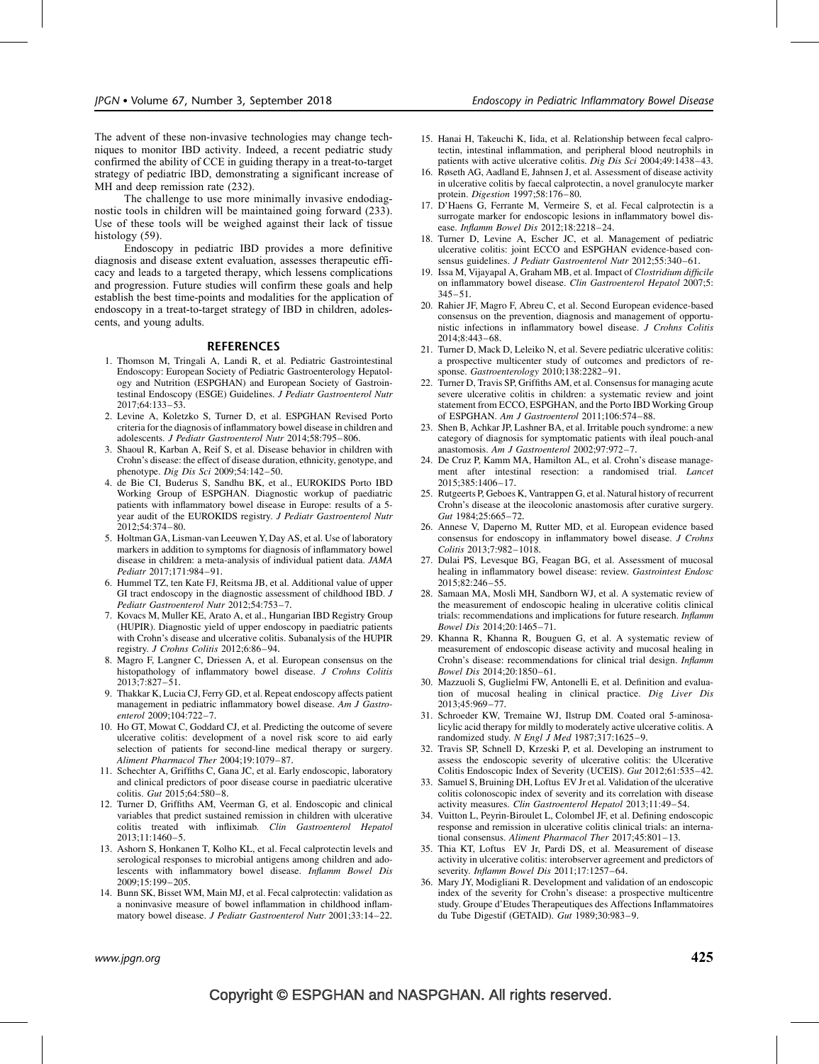The advent of these non-invasive technologies may change techniques to monitor IBD activity. Indeed, a recent pediatric study confirmed the ability of CCE in guiding therapy in a treat-to-target strategy of pediatric IBD, demonstrating a significant increase of MH and deep remission rate (232).

The challenge to use more minimally invasive endodiagnostic tools in children will be maintained going forward (233). Use of these tools will be weighed against their lack of tissue histology (59).

Endoscopy in pediatric IBD provides a more definitive diagnosis and disease extent evaluation, assesses therapeutic efficacy and leads to a targeted therapy, which lessens complications and progression. Future studies will confirm these goals and help establish the best time-points and modalities for the application of endoscopy in a treat-to-target strategy of IBD in children, adolescents, and young adults.

## REFERENCES

1. Thomson M, Tringali A, Landi R, et al. Pediatric Gastrointestinal Endoscopy: European Society of Pediatric Gastroenterology Hepatology and Nutrition (ESPGHAN) and European Society of Gastrointestinal Endoscopy (ESGE) Guidelines. *J Pediatr Gastroenterol Nutr* 2017;64:133–53.
2. Levine A, Koletzko S, Turner D, et al. ESPGHAN Revised Porto criteria for the diagnosis of inflammatory bowel disease in children and adolescents. *J Pediatr Gastroenterol Nutr* 2014;58:795–806.
3. Shaoul R, Karban A, Reif S, et al. Disease behavior in children with Crohn's disease: the effect of disease duration, ethnicity, genotype, and phenotype. *Dig Dis Sci* 2009;54:142–50.
4. de Bie CI, Buderus S, Sandhu BK, et al., EUROKIDS Porto IBD Working Group of ESPGHAN. Diagnostic workup of paediatric patients with inflammatory bowel disease in Europe: results of a 5-year audit of the EUROKIDS registry. *J Pediatr Gastroenterol Nutr* 2012;54:374–80.
5. Holtman GA, Lisman-van Leeuwen Y, Day AS, et al. Use of laboratory markers in addition to symptoms for diagnosis of inflammatory bowel disease in children: a meta-analysis of individual patient data. *JAMA Pediatr* 2017;171:984–91.
6. Hummel TZ, ten Kate FJ, Reitsma JB, et al. Additional value of upper GI tract endoscopy in the diagnostic assessment of childhood IBD. *J Pediatr Gastroenterol Nutr* 2012;54:753–7.
7. Kovacs M, Muller KE, Arato A, et al., Hungarian IBD Registry Group (HUPIR). Diagnostic yield of upper endoscopy in paediatric patients with Crohn's disease and ulcerative colitis. Subanalysis of the HUPIR registry. *J Crohns Colitis* 2012;6:86–94.
8. Magro F, Langner C, Driessen A, et al. European consensus on the histopathology of inflammatory bowel disease. *J Crohns Colitis* 2013;7:827–51.
9. Thakkar K, Lucia CJ, Ferry GD, et al. Repeat endoscopy affects patient management in pediatric inflammatory bowel disease. *Am J Gastroenterol* 2009;104:722–7.
10. Ho GT, Mowat C, Goddard CJ, et al. Predicting the outcome of severe ulcerative colitis: development of a novel risk score to aid early selection of patients for second-line medical therapy or surgery. *Aliment Pharmacol Ther* 2004;19:1079–87.
11. Schechter A, Griffiths C, Gana JC, et al. Early endoscopic, laboratory and clinical predictors of poor disease course in paediatric ulcerative colitis. *Gut* 2015;64:580–8.
12. Turner D, Griffiths AM, Veerman G, et al. Endoscopic and clinical variables that predict sustained remission in children with ulcerative colitis treated with infliximab. *Clin Gastroenterol Hepatol* 2013;11:1460–5.
13. Ashorn S, Honkanen T, Kolho KL, et al. Fecal calprotectin levels and serological responses to microbial antigens among children and adolescents with inflammatory bowel disease. *Inflamm Bowel Dis* 2009;15:199–205.
14. Bunn SK, Bisset WM, Main MJ, et al. Fecal calprotectin: validation as a noninvasive measure of bowel inflammation in childhood inflammatory bowel disease. *J Pediatr Gastroenterol Nutr* 2001;33:14–22.
15. Hanai H, Takeuchi K, Iida, et al. Relationship between fecal calprotectin, intestinal inflammation, and peripheral blood neutrophils in patients with active ulcerative colitis. *Dig Dis Sci* 2004;49:1438–43.
16. Røseth AG, Aadland E, Jahnsen J, et al. Assessment of disease activity in ulcerative colitis by faecal calprotectin, a novel granulocyte marker protein. *Digestion* 1997;58:176–80.
17. D'Haens G, Ferrante M, Vermeire S, et al. Fecal calprotectin is a surrogate marker for endoscopic lesions in inflammatory bowel disease. *Inflamm Bowel Dis* 2012;18:2218–24.
18. Turner D, Levine A, Escher JC, et al. Management of pediatric ulcerative colitis: joint ECCO and ESPGHAN evidence-based consensus guidelines. *J Pediatr Gastroenterol Nutr* 2012;55:340–61.
19. Issa M, Vijayapal A, Graham MB, et al. Impact of *Clostridium difficile* on inflammatory bowel disease. *Clin Gastroenterol Hepatol* 2007;5:345–51.
20. Rahier JF, Magro F, Abreu C, et al. Second European evidence-based consensus on the prevention, diagnosis and management of opportunistic infections in inflammatory bowel disease. *J Crohns Colitis* 2014;8:443–68.
21. Turner D, Mack D, Leleiko N, et al. Severe pediatric ulcerative colitis: a prospective multicenter study of outcomes and predictors of response. *Gastroenterology* 2010;138:2282–91.
22. Turner D, Travis SP, Griffiths AM, et al. Consensus for managing acute severe ulcerative colitis in children: a systematic review and joint statement from ECCO, ESPGHAN, and the Porto IBD Working Group of ESPGHAN. *Am J Gastroenterol* 2011;106:574–88.
23. Shen B, Achkar JP, Lashner BA, et al. Irritable pouch syndrome: a new category of diagnosis for symptomatic patients with ileal pouch-anal anastomosis. *Am J Gastroenterol* 2002;97:972–7.
24. De Cruz P, Kamm MA, Hamilton AL, et al. Crohn's disease management after intestinal resection: a randomised trial. *Lancet* 2015;385:1406–17.
25. Rutgeerts P, Geboes K, Vantrappen G, et al. Natural history of recurrent Crohn's disease at the ileocolonic anastomosis after curative surgery. *Gut* 1984;25:665–72.
26. Annese V, Daperno M, Rutter MD, et al. European evidence based consensus for endoscopy in inflammatory bowel disease. *J Crohns Colitis* 2013;7:982–1018.
27. Dulai PS, Levesque BG, Feagan BG, et al. Assessment of mucosal healing in inflammatory bowel disease: review. *Gastrointest Endosc* 2015;82:246–55.
28. Samaan MA, Mosli MH, Sandborn WJ, et al. A systematic review of the measurement of endoscopic healing in ulcerative colitis clinical trials: recommendations and implications for future research. *Inflamm Bowel Dis* 2014;20:1465–71.
29. Khanna R, Khanna R, Bouguen G, et al. A systematic review of measurement of endoscopic disease activity and mucosal healing in Crohn's disease: recommendations for clinical trial design. *Inflamm Bowel Dis* 2014;20:1850–61.
30. Mazzuoli S, Guglielmi FW, Antonelli E, et al. Definition and evaluation of mucosal healing in clinical practice. *Dig Liver Dis* 2013;45:969–77.
31. Schroeder KW, Tremaine WJ, Ilstrup DM. Coated oral 5-aminosalicylic acid therapy for mildly to moderately active ulcerative colitis. A randomized study. *N Engl J Med* 1987;317:1625–9.
32. Travis SP, Schnell D, Krzeski P, et al. Developing an instrument to assess the endoscopic severity of ulcerative colitis: the Ulcerative Colitis Endoscopic Index of Severity (UCEIS). *Gut* 2012;61:535–42.
33. Samuel S, Bruining DH, Loftus EV Jr et al. Validation of the ulcerative colitis colonoscopic index of severity and its correlation with disease activity measures. *Clin Gastroenterol Hepatol* 2013;11:49–54.
34. Vuitton L, Peyrin-Biroulet L, Colombel JF, et al. Defining endoscopic response and remission in ulcerative colitis clinical trials: an international consensus. *Aliment Pharmacol Ther* 2017;45:801–13.
35. Thia KT, Loftus EV Jr, Pardi DS, et al. Measurement of disease activity in ulcerative colitis: interobserver agreement and predictors of severity. *Inflamm Bowel Dis* 2011;17:1257–64.
36. Mary JY, Modigliani R. Development and validation of an endoscopic index of the severity for Crohn's disease: a prospective multicentre study. Groupe d'Etudes Therapeutiques des Affections Inflammatoires du Tube Digestif (GETAID). *Gut* 1989;30:983–9.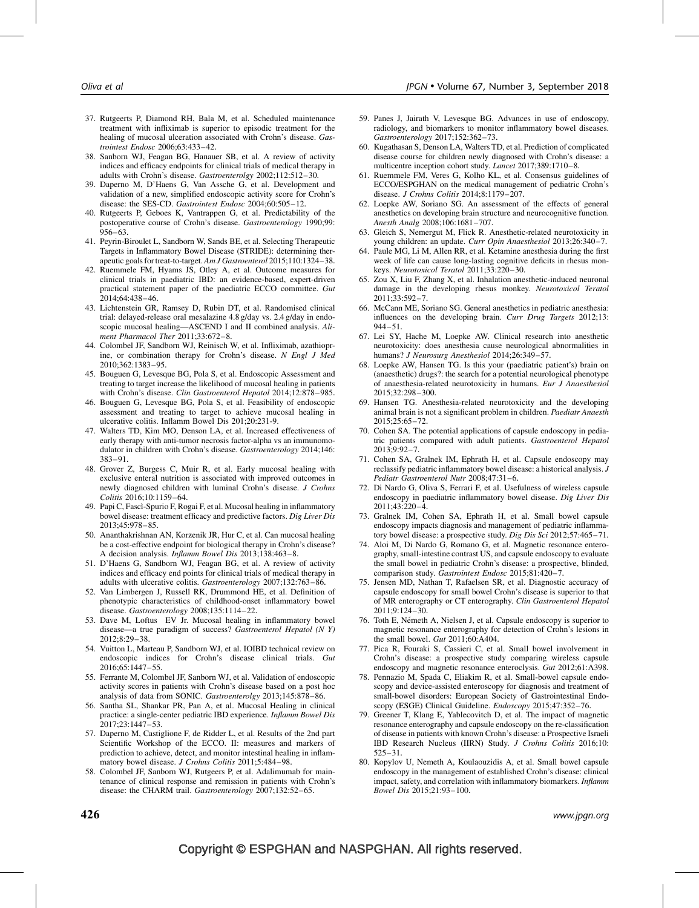37. Rutgeerts P, Diamond RH, Bala M, et al. Scheduled maintenance treatment with infliximab is superior to episodic treatment for the healing of mucosal ulceration associated with Crohn's disease. *Gastrointest Endosc* 2006;63:433–42.
38. Sanborn WJ, Feagan BG, Hanauer SB, et al. A review of activity indices and efficacy endpoints for clinical trials of medical therapy in adults with Crohn's disease. *Gastroenterolgy* 2002;112:512–30.
39. Daperno M, D'Haens G, Van Assche G, et al. Development and validation of a new, simplified endoscopic activity score for Crohn's disease: the SES-CD. *Gastrointest Endosc* 2004;60:505–12.
40. Rutgeerts P, Geboes K, Vantrappen G, et al. Predictability of the postoperative course of Crohn's disease. *Gastroenterology* 1990;99: 956–63.
41. Peyrin-Biroulet L, Sandborn W, Sands BE, et al. Selecting Therapeutic Targets in Inflammatory Bowel Disease (STRIDE): determining therapeutic goals for treat-to-target. *Am J Gastroenterol* 2015;110:1324–38.
42. Ruemmele FM, Hyams JS, Otley A, et al. Outcome measures for clinical trials in paediatric IBD: an evidence-based, expert-driven practical statement paper of the paediatric ECCO committee. *Gut* 2014;64:438–46.
43. Lichtenstein GR, Ramsey D, Rubin DT, et al. Randomised clinical trial: delayed-release oral mesalazine 4.8 g/day vs. 2.4 g/day in endoscopic mucosal healing—ASCEND I and II combined analysis. *Aliment Pharmacol Ther* 2011;33:672–8.
44. Colombel JF, Sandborn WJ, Reinisch W, et al. Infliximab, azathioprine, or combination therapy for Crohn's disease. *N Engl J Med* 2010;362:1383–95.
45. Bouguen G, Levesque BG, Pola S, et al. Endoscopic Assessment and treating to target increase the likelihood of mucosal healing in patients with Crohn's disease. *Clin Gastroenterol Hepatol* 2014;12:878–985.
46. Bouguen G, Levesque BG, Pola S, et al. Feasibility of endoscopic assessment and treating to target to achieve mucosal healing in ulcerative colitis. Inflamm Bowel Dis 201;20:231-9.
47. Walters TD, Kim MO, Denson LA, et al. Increased effectiveness of early therapy with anti-tumor necrosis factor-alpha vs an immunomodulator in children with Crohn's disease. *Gastroenterology* 2014;146: 383–91.
48. Grover Z, Burgess C, Muir R, et al. Early mucosal healing with exclusive enteral nutrition is associated with improved outcomes in newly diagnosed children with luminal Crohn's disease. *J Crohns Colitis* 2016;10:1159–64.
49. Papi C, Fascì-Spurio F, Rogai F, et al. Mucosal healing in inflammatory bowel disease: treatment efficacy and predictive factors. *Dig Liver Dis* 2013;45:978–85.
50. Ananthakrishnan AN, Korzenik JR, Hur C, et al. Can mucosal healing be a cost-effective endpoint for biological therapy in Crohn's disease? A decision analysis. *Inflamm Bowel Dis* 2013;138:463–8.
51. D'Haens G, Sandborn WJ, Feagan BG, et al. A review of activity indices and efficacy end points for clinical trials of medical therapy in adults with ulcerative colitis. *Gastroenterology* 2007;132:763–86.
52. Van Limbergen J, Russell RK, Drummond HE, et al. Definition of phenotypic characteristics of childhood-onset inflammatory bowel disease. *Gastroenterology* 2008;135:1114–22.
53. Dave M, Loftus EV Jr. Mucosal healing in inflammatory bowel disease—a true paradigm of success? *Gastroenterol Hepatol (N Y)* 2012;8:29–38.
54. Vuitton L, Marteau P, Sandborn WJ, et al. IOIBD technical review on endoscopic indices for Crohn's disease clinical trials. *Gut* 2016;65:1447–55.
55. Ferrante M, Colombel JF, Sanborn WJ, et al. Validation of endoscopic activity scores in patients with Crohn's disease based on a post hoc analysis of data from SONIC. *Gastroenterology* 2013;145:878–86.
56. Santha SL, Shankar PR, Pan A, et al. Mucosal Healing in clinical practice: a single-center pediatric IBD experience. *Inflamm Bowel Dis* 2017;23:1447–53.
57. Daperno M, Castiglione F, de Ridder L, et al. Results of the 2nd part Scientific Workshop of the ECCO. II: measures and markers of prediction to achieve, detect, and monitor intestinal healing in inflammatory bowel disease. *J Crohns Colitis* 2011;5:484–98.
58. Colombel JF, Sanborn WJ, Rutgeers P, et al. Adalimumab for maintenance of clinical response and remission in patients with Crohn's disease: the CHARM trail. *Gastroenterology* 2007;132:52–65.
59. Panes J, Jairath V, Levesque BG. Advances in use of endoscopy, radiology, and biomarkers to monitor inflammatory bowel diseases. *Gastroenterology* 2017;152:362–73.
60. Kugathasan S, Denson LA, Walters TD, et al. Prediction of complicated disease course for children newly diagnosed with Crohn's disease: a multicentre inception cohort study. *Lancet* 2017;389:1710–8.
61. Ruemmele FM, Veres G, Kolho KL, et al. Consensus guidelines of ECCO/ESPGHAN on the medical management of pediatric Crohn's disease. *J Crohns Colitis* 2014;8:1179–207.
62. Loepke AW, Soriano SG. An assessment of the effects of general anesthetics on developing brain structure and neurocognitive function. *Anesth Analg* 2008;106:1681–707.
63. Gleich S, Nemergut M, Flick R. Anesthetic-related neurotoxicity in young children: an update. *Curr Opin Anaesthesiol* 2013;26:340–7.
64. Paule MG, Li M, Allen RR, et al. Ketamine anesthesia during the first week of life can cause long-lasting cognitive deficits in rhesus monkeys. *Neurotoxicol Teratol* 2011;33:220–30.
65. Zou X, Liu F, Zhang X, et al. Inhalation anesthetic-induced neuronal damage in the developing rhesus monkey. *Neurotoxicol Teratol* 2011;33:592–7.
66. McCann ME, Soriano SG. General anesthetics in pediatric anesthesia: influences on the developing brain. *Curr Drug Targets* 2012;13: 944–51.
67. Lei SY, Hache M, Loepke AW. Clinical research into anesthetic neurotoxicity: does anesthesia cause neurological abnormalities in humans? *J Neurosurg Anesthesiol* 2014;26:349–57.
68. Loepke AW, Hansen TG. Is this your (paediatric patient's) brain on (anaesthetic) drugs?: the search for a potential neurological phenotype of anaesthesia-related neurotoxicity in humans. *Eur J Anaesthesiol* 2015;32:298–300.
69. Hansen TG. Anesthesia-related neurotoxicity and the developing animal brain is not a significant problem in children. *Paediatr Anaesth* 2015;25:65–72.
70. Cohen SA. The potential applications of capsule endoscopy in pediatric patients compared with adult patients. *Gastroenterol Hepatol* 2013;9:92–7.
71. Cohen SA, Gralnek IM, Ephrath H, et al. Capsule endoscopy may reclassify pediatric inflammatory bowel disease: a historical analysis. *J Pediatr Gastroenterol Nutr* 2008;47:31–6.
72. Di Nardo G, Oliva S, Ferrari F, et al. Usefulness of wireless capsule endoscopy in paediatric inflammatory bowel disease. *Dig Liver Dis* 2011;43:220–4.
73. Gralnek IM, Cohen SA, Ephrath H, et al. Small bowel capsule endoscopy impacts diagnosis and management of pediatric inflammatory bowel disease: a prospective study. *Dig Dis Sci* 2012;57:465–71.
74. Aloi M, Di Nardo G, Romano G, et al. Magnetic resonance enterography, small-intestine contrast US, and capsule endoscopy to evaluate the small bowel in pediatric Crohn's disease: a prospective, blinded, comparison study. *Gastrointest Endosc* 2015;81:420–7.
75. Jensen MD, Nathan T, Rafaelsen SR, et al. Diagnostic accuracy of capsule endoscopy for small bowel Crohn's disease is superior to that of MR enterography or CT enterography. *Clin Gastroenterol Hepatol* 2011;9:124–30.
76. Toth E, Németh A, Nielsen J, et al. Capsule endoscopy is superior to magnetic resonance enterography for detection of Crohn's lesions in the small bowel. *Gut* 2011;60:A404.
77. Pica R, Fouraki S, Cassieri C, et al. Small bowel involvement in Crohn's disease: a prospective study comparing wireless capsule endoscopy and magnetic resonance enteroclysis. *Gut* 2012;61:A398.
78. Pennazio M, Spada C, Eliakim R, et al. Small-bowel capsule endoscopy and device-assisted enteroscopy for diagnosis and treatment of small-bowel disorders: European Society of Gastrointestinal Endoscopy (ESGE) Clinical Guideline. *Endoscopy* 2015;47:352–76.
79. Greener T, Klang E, Yablecovitch D, et al. The impact of magnetic resonance enterography and capsule endoscopy on the re-classification of disease in patients with known Crohn's disease: a Prospective Israeli IBD Research Nucleus (IIRN) Study. *J Crohns Colitis* 2016;10: 525–31.
80. Kopylov U, Nemeth A, Koulaouzidis A, et al. Small bowel capsule endoscopy in the management of established Crohn's disease: clinical impact, safety, and correlation with inflammatory biomarkers. *Inflamm Bowel Dis* 2015;21:93–100.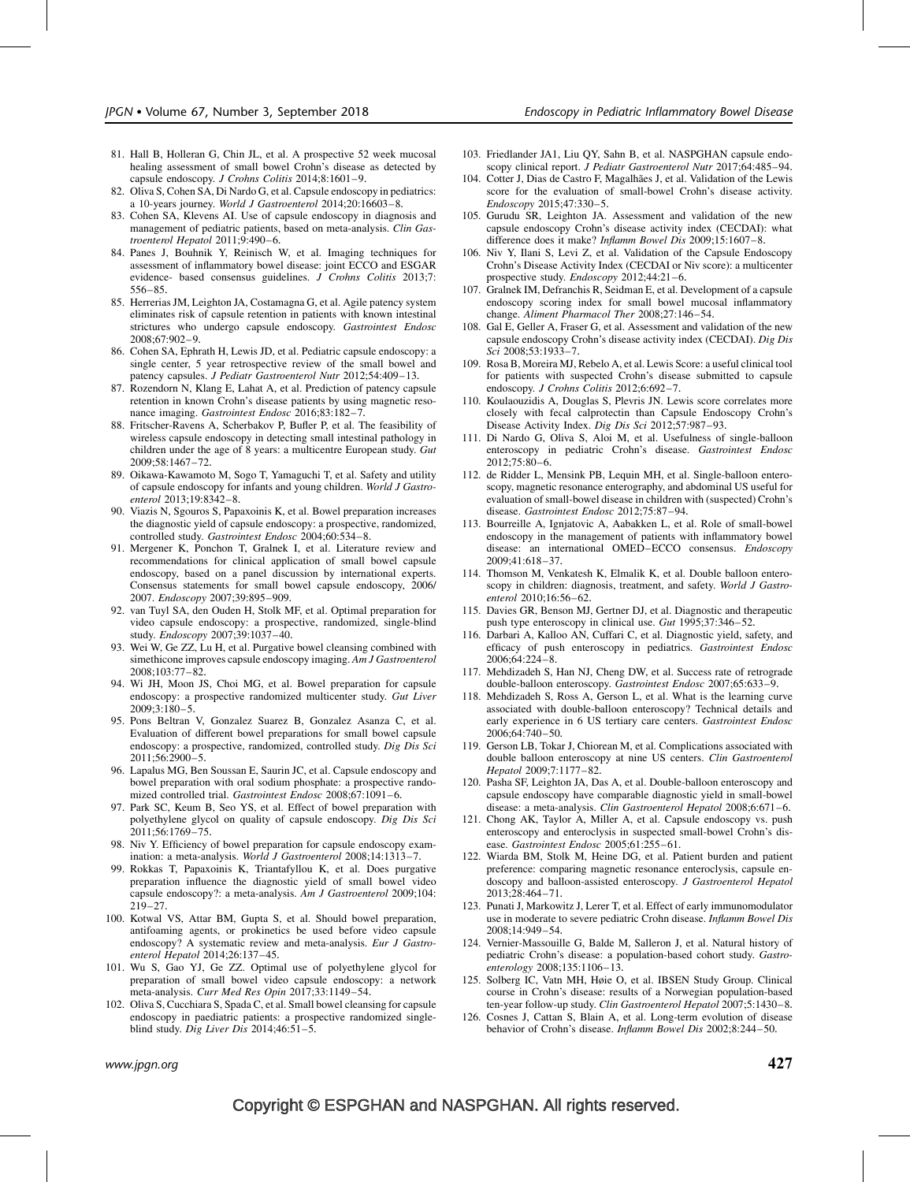81. Hall B, Holleran G, Chin JL, et al. A prospective 52 week mucosal healing assessment of small bowel Crohn's disease as detected by capsule endoscopy. *J Crohns Colitis* 2014;8:1601–9.
82. Oliva S, Cohen SA, Di Nardo G, et al. Capsule endoscopy in pediatrics: a 10-years journey. *World J Gastroenterol* 2014;20:16603–8.
83. Cohen SA, Klevens AI. Use of capsule endoscopy in diagnosis and management of pediatric patients, based on meta-analysis. *Clin Gastroenterol Hepatol* 2011;9:490–6.
84. Panes J, Bouhnik Y, Reinisch W, et al. Imaging techniques for assessment of inflammatory bowel disease: joint ECCO and ESGAR evidence- based consensus guidelines. *J Crohns Colitis* 2013;7:556–85.
85. Herrerias JM, Leighton JA, Costamagna G, et al. Agile patency system eliminates risk of capsule retention in patients with known intestinal strictures who undergo capsule endoscopy. *Gastrointest Endosc* 2008;67:902–9.
86. Cohen SA, Ephrath H, Lewis JD, et al. Pediatric capsule endoscopy: a single center, 5 year retrospective review of the small bowel and patency capsules. *J Pediatr Gastroenterol Nutr* 2012;54:409–13.
87. Rozendorn N, Klang E, Lahat A, et al. Prediction of patency capsule retention in known Crohn's disease patients by using magnetic resonance imaging. *Gastrointest Endosc* 2016;83:182–7.
88. Fritscher-Ravens A, Scherbakov P, Bufler P, et al. The feasibility of wireless capsule endoscopy in detecting small intestinal pathology in children under the age of 8 years: a multicentre European study. *Gut* 2009;58:1467–72.
89. Oikawa-Kawamoto M, Sogo T, Yamaguchi T, et al. Safety and utility of capsule endoscopy for infants and young children. *World J Gastroenterol* 2013;19:8342–8.
90. Viazis N, Sgouros S, Papaxoinis K, et al. Bowel preparation increases the diagnostic yield of capsule endoscopy: a prospective, randomized, controlled study. *Gastrointest Endosc* 2004;60:534–8.
91. Mergener K, Ponchon T, Gralnek I, et al. Literature review and recommendations for clinical application of small bowel capsule endoscopy, based on a panel discussion by international experts. Consensus statements for small bowel capsule endoscopy, 2006/2007. *Endoscopy* 2007;39:895–909.
92. van Tuyl SA, den Ouden H, Stolk MF, et al. Optimal preparation for video capsule endoscopy: a prospective, randomized, single-blind study. *Endoscopy* 2007;39:1037–40.
93. Wei W, Ge ZZ, Lu H, et al. Purgative bowel cleansing combined with simethicone improves capsule endoscopy imaging. *Am J Gastroenterol* 2008;103:77–82.
94. Wi JH, Moon JS, Choi MG, et al. Bowel preparation for capsule endoscopy: a prospective randomized multicenter study. *Gut Liver* 2009;3:180–5.
95. Pons Beltran V, Gonzalez Suarez B, Gonzalez Asanza C, et al. Evaluation of different bowel preparations for small bowel capsule endoscopy: a prospective, randomized, controlled study. *Dig Dis Sci* 2011;56:2900–5.
96. Lapalus MG, Ben Soussan E, Saurin JC, et al. Capsule endoscopy and bowel preparation with oral sodium phosphate: a prospective randomized controlled trial. *Gastrointest Endosc* 2008;67:1091–6.
97. Park SC, Keum B, Seo YS, et al. Effect of bowel preparation with polyethylene glycol on quality of capsule endoscopy. *Dig Dis Sci* 2011;56:1769–75.
98. Niv Y. Efficiency of bowel preparation for capsule endoscopy examination: a meta-analysis. *World J Gastroenterol* 2008;14:1313–7.
99. Rokkas T, Papaxoinis K, Triantafyllou K, et al. Does purgative preparation influence the diagnostic yield of small bowel video capsule endoscopy?: a meta-analysis. *Am J Gastroenterol* 2009;104:219–27.
100. Kotwal VS, Attar BM, Gupta S, et al. Should bowel preparation, antifoaming agents, or prokinetics be used before video capsule endoscopy? A systematic review and meta-analysis. *Eur J Gastroenterol Hepatol* 2014;26:137–45.
101. Wu S, Gao YJ, Ge ZZ. Optimal use of polyethylene glycol for preparation of small bowel video capsule endoscopy: a network meta-analysis. *Curr Med Res Opin* 2017;33:1149–54.
102. Oliva S, Cucchiara S, Spada C, et al. Small bowel cleansing for capsule endoscopy in paediatric patients: a prospective randomized single-blind study. *Dig Liver Dis* 2014;46:51–5.
103. Friedlander JA1, Liu QY, Sahn B, et al. NASPGHAN capsule endoscopy clinical report. *J Pediatr Gastroenterol Nutr* 2017;64:485–94.
104. Cotter J, Dias de Castro F, Magalhães J, et al. Validation of the Lewis score for the evaluation of small-bowel Crohn's disease activity. *Endoscopy* 2015;47:330–5.
105. Gurudu SR, Leighton JA. Assessment and validation of the new capsule endoscopy Crohn's disease activity index (CECDAI): what difference does it make? *Inflamm Bowel Dis* 2009;15:1607–8.
106. Niv Y, Ilani S, Levi Z, et al. Validation of the Capsule Endoscopy Crohn's Disease Activity Index (CECDAI or Niv score): a multicenter prospective study. *Endoscopy* 2012;44:21–6.
107. Gralnek IM, Defranchis R, Seidman E, et al. Development of a capsule endoscopy scoring index for small bowel mucosal inflammatory change. *Aliment Pharmacol Ther* 2008;27:146–54.
108. Gal E, Geller A, Fraser G, et al. Assessment and validation of the new capsule endoscopy Crohn's disease activity index (CECDAI). *Dig Dis Sci* 2008;53:1933–7.
109. Rosa B, Moreira MJ, Rebelo A, et al. Lewis Score: a useful clinical tool for patients with suspected Crohn's disease submitted to capsule endoscopy. *J Crohns Colitis* 2012;6:692–7.
110. Koulaouzidis A, Douglas S, Plevris JN. Lewis score correlates more closely with fecal calprotectin than Capsule Endoscopy Crohn's Disease Activity Index. *Dig Dis Sci* 2012;57:987–93.
111. Di Nardo G, Oliva S, Aloi M, et al. Usefulness of single-balloon enteroscopy in pediatric Crohn's disease. *Gastrointest Endosc* 2012;75:80–6.
112. de Ridder L, Mensink PB, Lequin MH, et al. Single-balloon enteroscopy, magnetic resonance enterography, and abdominal US useful for evaluation of small-bowel disease in children with (suspected) Crohn's disease. *Gastrointest Endosc* 2012;75:87–94.
113. Bourreille A, Ignjatovic A, Aabakken L, et al. Role of small-bowel endoscopy in the management of patients with inflammatory bowel disease: an international OMED–ECCO consensus. *Endoscopy* 2009;41:618–37.
114. Thomson M, Venkatesh K, Elmalik K, et al. Double balloon enteroscopy in children: diagnosis, treatment, and safety. *World J Gastroenterol* 2010;16:56–62.
115. Davies GR, Benson MJ, Gertner DJ, et al. Diagnostic and therapeutic push type enteroscopy in clinical use. *Gut* 1995;37:346–52.
116. Darbari A, Kalloo AN, Cuffari C, et al. Diagnostic yield, safety, and efficacy of push enteroscopy in pediatrics. *Gastrointest Endosc* 2006;64:224–8.
117. Mehdizadeh S, Han NJ, Cheng DW, et al. Success rate of retrograde double-balloon enteroscopy. *Gastrointest Endosc* 2007;65:633–9.
118. Mehdizadeh S, Ross A, Gerson L, et al. What is the learning curve associated with double-balloon enteroscopy? Technical details and early experience in 6 US tertiary care centers. *Gastrointest Endosc* 2006;64:740–50.
119. Gerson LB, Tokar J, Chiorean M, et al. Complications associated with double balloon enteroscopy at nine US centers. *Clin Gastroenterol Hepatol* 2009;7:1177–82.
120. Pasha SF, Leighton JA, Das A, et al. Double-balloon enteroscopy and capsule endoscopy have comparable diagnostic yield in small-bowel disease: a meta-analysis. *Clin Gastroenterol Hepatol* 2008;6:671–6.
121. Chong AK, Taylor A, Miller A, et al. Capsule endoscopy vs. push enteroscopy and enteroclysis in suspected small-bowel Crohn's disease. *Gastrointest Endosc* 2005;61:255–61.
122. Wiarda BM, Stolk M, Heine DG, et al. Patient burden and patient preference: comparing magnetic resonance enteroclysis, capsule endoscopy and balloon-assisted enteroscopy. *J Gastroenterol Hepatol* 2013;28:464–71.
123. Punati J, Markowitz J, Lerer T, et al. Effect of early immunomodulator use in moderate to severe pediatric Crohn disease. *Inflamm Bowel Dis* 2008;14:949–54.
124. Vernier-Massouille G, Balde M, Salleron J, et al. Natural history of pediatric Crohn's disease: a population-based cohort study. *Gastroenterology* 2008;135:1106–13.
125. Solberg IC, Vatn MH, Høie O, et al. IBSEN Study Group. Clinical course in Crohn's disease: results of a Norwegian population-based ten-year follow-up study. *Clin Gastroenterol Hepatol* 2007;5:1430–8.
126. Cosnes J, Cattan S, Blain A, et al. Long-term evolution of disease behavior of Crohn's disease. *Inflamm Bowel Dis* 2002;8:244–50.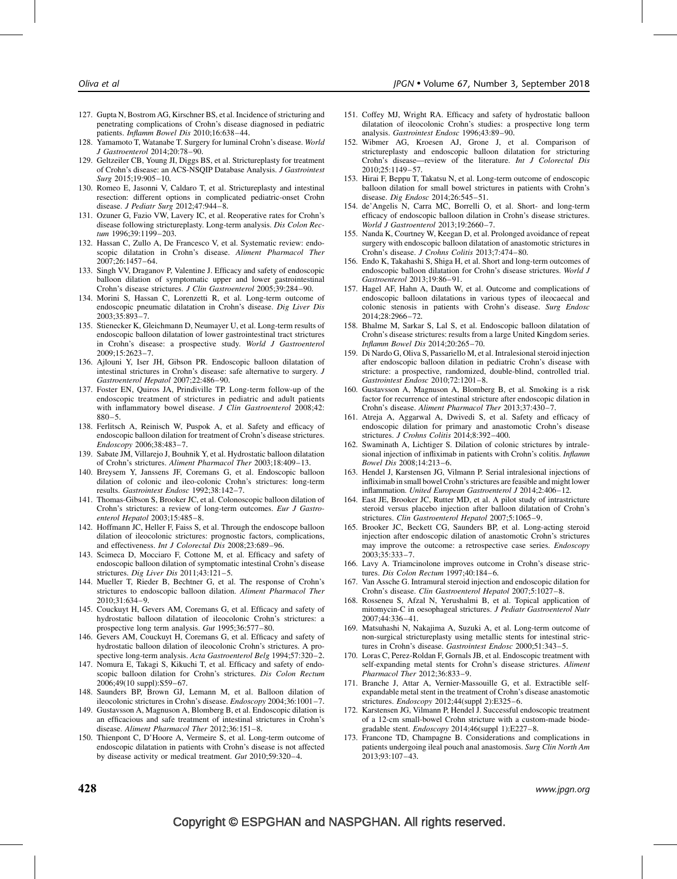127. Gupta N, Bostrom AG, Kirschner BS, et al. Incidence of stricturing and penetrating complications of Crohn's disease diagnosed in pediatric patients. *Inflamm Bowel Dis* 2010;16:638–44.
128. Yamamoto T, Watanabe T. Surgery for luminal Crohn's disease. *World J Gastroenterol* 2014;20:78–90.
129. Geltzeiler CB, Young JI, Diggs BS, et al. Strictureplasty for treatment of Crohn's disease: an ACS-NSQIP Database Analysis. *J Gastrointest Surg* 2015;19:905–10.
130. Romeo E, Jasonni V, Caldaro T, et al. Strictureplasty and intestinal resection: different options in complicated pediatric-onset Crohn disease. *J Pediatr Surg* 2012;47:944–8.
131. Ozuner G, Fazio VW, Lavery IC, et al. Reoperative rates for Crohn's disease following strictureplasty. Long-term analysis. *Dis Colon Rectum* 1996;39:1199–203.
132. Hassan C, Zullo A, De Francesco V, et al. Systematic review: endoscopic dilatation in Crohn's disease. *Aliment Pharmacol Ther* 2007;26:1457–64.
133. Singh VV, Draganov P, Valentine J. Efficacy and safety of endoscopic balloon dilation of symptomatic upper and lower gastrointestinal Crohn's disease strictures. *J Clin Gastroenterol* 2005;39:284–90.
134. Morini S, Hassan C, Lorenzetti R, et al. Long-term outcome of endoscopic pneumatic dilatation in Crohn's disease. *Dig Liver Dis* 2003;35:893–7.
135. Stienecker K, Gleichmann D, Neumayer U, et al. Long-term results of endoscopic balloon dilatation of lower gastrointestinal tract strictures in Crohn's disease: a prospective study. *World J Gastroenterol* 2009;15:2623–7.
136. Ajlouni Y, Iser JH, Gibson PR. Endoscopic balloon dilatation of intestinal strictures in Crohn's disease: safe alternative to surgery. *J Gastroenterol Hepatol* 2007;22:486–90.
137. Foster EN, Quiros JA, Prindiville TP. Long-term follow-up of the endoscopic treatment of strictures in pediatric and adult patients with inflammatory bowel disease. *J Clin Gastroenterol* 2008;42: 880–5.
138. Ferlitsch A, Reinisch W, Puspok A, et al. Safety and efficacy of endoscopic balloon dilation for treatment of Crohn's disease strictures. *Endoscopy* 2006;38:483–7.
139. Sabate JM, Villarejo J, Bouhnik Y, et al. Hydrostatic balloon dilatation of Crohn's strictures. *Aliment Pharmacol Ther* 2003;18:409–13.
140. Breysem Y, Janssens JF, Coremans G, et al. Endoscopic balloon dilation of colonic and ileo-colonic Crohn's strictures: long-term results. *Gastrointest Endosc* 1992;38:142–7.
141. Thomas-Gibson S, Brooker JC, et al. Colonoscopic balloon dilation of Crohn's strictures: a review of long-term outcomes. *Eur J Gastroenterol Hepatol* 2003;15:485–8.
142. Hoffmann JC, Heller F, Faiss S, et al. Through the endoscope balloon dilation of ileocolonic strictures: prognostic factors, complications, and effectiveness. *Int J Colorectal Dis* 2008;23:689–96.
143. Scimeca D, Mocciaro F, Cottone M, et al. Efficacy and safety of endoscopic balloon dilation of symptomatic intestinal Crohn's disease strictures. *Dig Liver Dis* 2011;43:121–5.
144. Mueller T, Rieder B, Bechtner G, et al. The response of Crohn's strictures to endoscopic balloon dilation. *Aliment Pharmacol Ther* 2010;31:634–9.
145. Couckuyt H, Gevers AM, Coremans G, et al. Efficacy and safety of hydrostatic balloon dilatation of ileocolonic Crohn's strictures: a prospective long term analysis. *Gut* 1995;36:577–80.
146. Gevers AM, Couckuyt H, Coremans G, et al. Efficacy and safety of hydrostatic balloon dilation of ileocolonic Crohn's strictures. A prospective long-term analysis. *Acta Gastroenterol Belg* 1994;57:320–2.
147. Nomura E, Takagi S, Kikuchi T, et al. Efficacy and safety of endoscopic balloon dilation for Crohn's strictures. *Dis Colon Rectum* 2006;49(10 suppl):S59–67.
148. Saunders BP, Brown GJ, Lemann M, et al. Balloon dilation of ileocolonic strictures in Crohn's disease. *Endoscopy* 2004;36:1001–7.
149. Gustavsson A, Magnuson A, Blomberg B, et al. Endoscopic dilation is an efficacious and safe treatment of intestinal strictures in Crohn's disease. *Aliment Pharmacol Ther* 2012;36:151–8.
150. Thienpont C, D'Hoore A, Vermeire S, et al. Long-term outcome of endoscopic dilatation in patients with Crohn's disease is not affected by disease activity or medical treatment. *Gut* 2010;59:320–4.
151. Coffey MJ, Wright RA. Efficacy and safety of hydrostatic balloon dilatation of ileocolonic Crohn's studies: a prospective long term analysis. *Gastrointest Endosc* 1996;43:89–90.
152. Wibmer AG, Kroesen AJ, Grone J, et al. Comparison of strictureplasty and endoscopic balloon dilatation for stricturing Crohn's disease—review of the literature. *Int J Colorectal Dis* 2010;25:1149–57.
153. Hirai F, Beppu T, Takatsu N, et al. Long-term outcome of endoscopic balloon dilation for small bowel strictures in patients with Crohn's disease. *Dig Endosc* 2014;26:545–51.
154. de'Angelis N, Carra MC, Borrelli O, et al. Short- and long-term efficacy of endoscopic balloon dilation in Crohn's disease strictures. *World J Gastroenterol* 2013;19:2660–7.
155. Nanda K, Courtney W, Keegan D, et al. Prolonged avoidance of repeat surgery with endoscopic balloon dilatation of anastomotic strictures in Crohn's disease. *J Crohns Colitis* 2013;7:474–80.
156. Endo K, Takahashi S, Shiga H, et al. Short and long-term outcomes of endoscopic balloon dilatation for Crohn's disease strictures. *World J Gastroenterol* 2013;19:86–91.
157. Hagel AF, Hahn A, Dauth W, et al. Outcome and complications of endoscopic balloon dilatations in various types of ileocaecal and colonic stenosis in patients with Crohn's disease. *Surg Endosc* 2014;28:2966–72.
158. Bhalme M, Sarkar S, Lal S, et al. Endoscopic balloon dilatation of Crohn's disease strictures: results from a large United Kingdom series. *Inflamm Bowel Dis* 2014;20:265–70.
159. Di Nardo G, Oliva S, Passariello M, et al. Intralesional steroid injection after endoscopic balloon dilation in pediatric Crohn's disease with stricture: a prospective, randomized, double-blind, controlled trial. *Gastrointest Endosc* 2010;72:1201–8.
160. Gustavsson A, Magnuson A, Blomberg B, et al. Smoking is a risk factor for recurrence of intestinal stricture after endoscopic dilation in Crohn's disease. *Aliment Pharmacol Ther* 2013;37:430–7.
161. Atreja A, Aggarwal A, Dwivedi S, et al. Safety and efficacy of endoscopic dilation for primary and anastomotic Crohn's disease strictures. *J Crohns Colitis* 2014;8:392–400.
162. Swaminath A, Lichtiger S. Dilation of colonic strictures by intralesional injection of infliximab in patients with Crohn's colitis. *Inflamm Bowel Dis* 2008;14:213–6.
163. Hendel J, Karstensen JG, Vilmann P. Serial intralesional injections of infliximab in small bowel Crohn's strictures are feasible and might lower inflammation. *United European Gastroenterol J* 2014;2:406–12.
164. East JE, Brooker JC, Rutter MD, et al. A pilot study of intrastricture steroid versus placebo injection after balloon dilatation of Crohn's strictures. *Clin Gastroenterol Hepatol* 2007;5:1065–9.
165. Brooker JC, Beckett CG, Saunders BP, et al. Long-acting steroid injection after endoscopic dilation of anastomotic Crohn's strictures may improve the outcome: a retrospective case series. *Endoscopy* 2003;35:333–7.
166. Lavy A. Triamcinolone improves outcome in Crohn's disease strictures. *Dis Colon Rectum* 1997;40:184–6.
167. Van Assche G. Intramural steroid injection and endoscopic dilation for Crohn's disease. *Clin Gastroenterol Hepatol* 2007;5:1027–8.
168. Rosseneu S, Afzal N, Yerushalmi B, et al. Topical application of mitomycin-C in oesophageal strictures. *J Pediatr Gastroenterol Nutr* 2007;44:336–41.
169. Matsuhashi N, Nakajima A, Suzuki A, et al. Long-term outcome of non-surgical strictureplasty using metallic stents for intestinal strictures in Crohn's disease. *Gastrointest Endosc* 2000;51:343–5.
170. Loras C, Perez-Roldan F, Gornals JB, et al. Endoscopic treatment with self-expanding metal stents for Crohn's disease strictures. *Aliment Pharmacol Ther* 2012;36:833–9.
171. Branche J, Attar A, Vernier-Massouille G, et al. Extractible self-expandable metal stent in the treatment of Crohn's disease anastomotic strictures. *Endoscopy* 2012;44(suppl 2):E325–6.
172. Karstensen JG, Vilmann P, Hendel J. Successful endoscopic treatment of a 12-cm small-bowel Crohn stricture with a custom-made biodegradable stent. *Endoscopy* 2014;46(suppl 1):E227–8.
173. Francone TD, Champagne B. Considerations and complications in patients undergoing ileal pouch anal anastomosis. *Surg Clin North Am* 2013;93:107–43.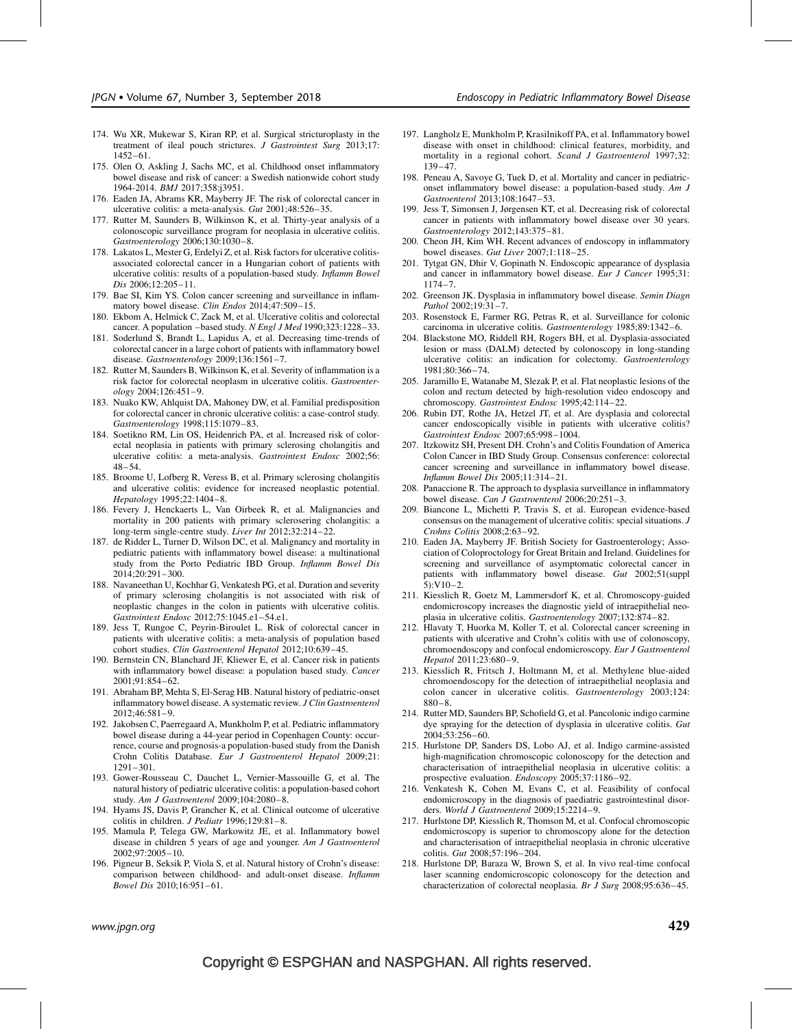174. Wu XR, Mukewar S, Kiran RP, et al. Surgical stricturoplasty in the treatment of ileal pouch strictures. *J Gastrointest Surg* 2013;17: 1452–61.
175. Olen O, Askling J, Sachs MC, et al. Childhood onset inflammatory bowel disease and risk of cancer: a Swedish nationwide cohort study 1964-2014. *BMJ* 2017;358:j3951.
176. Eaden JA, Abrams KR, Mayberry JF. The risk of colorectal cancer in ulcerative colitis: a meta-analysis. *Gut* 2001;48:526–35.
177. Rutter M, Saunders B, Wilkinson K, et al. Thirty-year analysis of a colonoscopic surveillance program for neoplasia in ulcerative colitis. *Gastroenterology* 2006;130:1030–8.
178. Lakatos L, Mester G, Erdelyi Z, et al. Risk factors for ulcerative colitis-associated colorectal cancer in a Hungarian cohort of patients with ulcerative colitis: results of a population-based study. *Inflamm Bowel Dis* 2006;12:205–11.
179. Bae SI, Kim YS. Colon cancer screening and surveillance in inflammatory bowel disease. *Clin Endos* 2014;47:509–15.
180. Ekbom A, Helmick C, Zack M, et al. Ulcerative colitis and colorectal cancer. A population –based study. *N Engl J Med* 1990;323:1228–33.
181. Soderlund S, Brandt L, Lapidus A, et al. Decreasing time-trends of colorectal cancer in a large cohort of patients with inflammatory bowel disease. *Gastroenterology* 2009;136:1561–7.
182. Rutter M, Saunders B, Wilkinson K, et al. Severity of inflammation is a risk factor for colorectal neoplasm in ulcerative colitis. *Gastroenterology* 2004;126:451–9.
183. Nuako KW, Ahlquist DA, Mahoney DW, et al. Familial predisposition for colorectal cancer in chronic ulcerative colitis: a case-control study. *Gastroenterology* 1998;115:1079–83.
184. Soetikno RM, Lin OS, Heidenrich PA, et al. Increased risk of colorectal neoplasia in patients with primary sclerosing cholangitis and ulcerative colitis: a meta-analysis. *Gastrointest Endosc* 2002;56: 48–54.
185. Broome U, Lofberg R, Veress B, et al. Primary sclerosing cholangitis and ulcerative colitis: evidence for increased neoplastic potential. *Hepatology* 1995;22:1404–8.
186. Fevery J, Henckaerts L, Van Oirbeek R, et al. Malignancies and mortality in 200 patients with primary sclerosering cholangitis: a long-term single-centre study. *Liver Int* 2012;32:214–22.
187. de Ridder L, Turner D, Wilson DC, et al. Malignancy and mortality in pediatric patients with inflammatory bowel disease: a multinational study from the Porto Pediatric IBD Group. *Inflamm Bowel Dis* 2014;20:291–300.
188. Navaneethan U, Kochhar G, Venkatesh PG, et al. Duration and severity of primary sclerosing cholangitis is not associated with risk of neoplastic changes in the colon in patients with ulcerative colitis. *Gastrointest Endosc* 2012;75:1045.e1–54.e1.
189. Jess T, Rungoe C, Peyrin-Biroulet L. Risk of colorectal cancer in patients with ulcerative colitis: a meta-analysis of population based cohort studies. *Clin Gastroenterol Hepatol* 2012;10:639–45.
190. Bernstein CN, Blanchard JF, Kliewer E, et al. Cancer risk in patients with inflammatory bowel disease: a population based study. *Cancer* 2001;91:854–62.
191. Abraham BP, Mehta S, El-Serag HB. Natural history of pediatric-onset inflammatory bowel disease. A systematic review. *J Clin Gastroenterol* 2012;46:581–9.
192. Jakobsen C, Paerregaard A, Munkholm P, et al. Pediatric inflammatory bowel disease during a 44-year period in Copenhagen County: occurrence, course and prognosis-a population-based study from the Danish Crohn Colitis Database. *Eur J Gastroenterol Hepatol* 2009;21: 1291–301.
193. Gower-Rousseau C, Dauchet L, Vernier-Massouille G, et al. The natural history of pediatric ulcerative colitis: a population-based cohort study. *Am J Gastroenterol* 2009;104:2080–8.
194. Hyams JS, Davis P, Grancher K, et al. Clinical outcome of ulcerative colitis in children. *J Pediatr* 1996;129:81–8.
195. Mamula P, Telega GW, Markowitz JE, et al. Inflammatory bowel disease in children 5 years of age and younger. *Am J Gastroenterol* 2002;97:2005–10.
196. Pigneur B, Seksik P, Viola S, et al. Natural history of Crohn's disease: comparison between childhood- and adult-onset disease. *Inflamm Bowel Dis* 2010;16:951–61.
197. Langholz E, Munkholm P, Krasilnikoff PA, et al. Inflammatory bowel disease with onset in childhood: clinical features, morbidity, and mortality in a regional cohort. *Scand J Gastroenterol* 1997;32: 139–47.
198. Peneau A, Savoye G, Tuek D, et al. Mortality and cancer in pediatric-onset inflammatory bowel disease: a population-based study. *Am J Gastroenterol* 2013;108:1647–53.
199. Jess T, Simonsen J, Jørgensen KT, et al. Decreasing risk of colorectal cancer in patients with inflammatory bowel disease over 30 years. *Gastroenterology* 2012;143:375–81.
200. Cheon JH, Kim WH. Recent advances of endoscopy in inflammatory bowel diseases. *Gut Liver* 2007;1:118–25.
201. Tytgat GN, Dhir V, Gopinath N. Endoscopic appearance of dysplasia and cancer in inflammatory bowel disease. *Eur J Cancer* 1995;31: 1174–7.
202. Greenson JK. Dysplasia in inflammatory bowel disease. *Semin Diagn Pathol* 2002;19:31–7.
203. Rosenstock E, Farmer RG, Petras R, et al. Surveillance for colonic carcinoma in ulcerative colitis. *Gastroenterology* 1985;89:1342–6.
204. Blackstone MO, Riddell RH, Rogers BH, et al. Dysplasia-associated lesion or mass (DALM) detected by colonoscopy in long-standing ulcerative colitis: an indication for colectomy. *Gastroenterology* 1981;80:366–74.
205. Jaramillo E, Watanabe M, Slezak P, et al. Flat neoplastic lesions of the colon and rectum detected by high-resolution video endoscopy and chromoscopy. *Gastrointest Endosc* 1995;42:114–22.
206. Rubin DT, Rothe JA, Hetzel JT, et al. Are dysplasia and colorectal cancer endoscopically visible in patients with ulcerative colitis? *Gastrointest Endosc* 2007;65:998–1004.
207. Itzkowitz SH, Present DH. Crohn's and Colitis Foundation of America Colon Cancer in IBD Study Group. Consensus conference: colorectal cancer screening and surveillance in inflammatory bowel disease. *Inflamm Bowel Dis* 2005;11:314–21.
208. Panaccione R. The approach to dysplasia surveillance in inflammatory bowel disease. *Can J Gastroenterol* 2006;20:251–3.
209. Biancone L, Michetti P, Travis S, et al. European evidence-based consensus on the management of ulcerative colitis: special situations. *J Crohns Colitis* 2008;2:63–92.
210. Eaden JA, Mayberry JF. British Society for Gastroenterology; Association of Coloproctology for Great Britain and Ireland. Guidelines for screening and surveillance of asymptomatic colorectal cancer in patients with inflammatory bowel disease. *Gut* 2002;51(suppl 5):V10–2.
211. Kiesslich R, Goetz M, Lammersdorf K, et al. Chromoscopy-guided endomicroscopy increases the diagnostic yield of intraepithelial neoplasia in ulcerative colitis. *Gastroenterology* 2007;132:874–82.
212. Hlavaty T, Huorka M, Koller T, et al. Colorectal cancer screening in patients with ulcerative and Crohn's colitis with use of colonoscopy, chromoendoscopy and confocal endomicroscopy. *Eur J Gastroenterol Hepatol* 2011;23:680–9.
213. Kiesslich R, Fritsch J, Holtmann M, et al. Methylene blue-aided chromoendoscopy for the detection of intraepithelial neoplasia and colon cancer in ulcerative colitis. *Gastroenterology* 2003;124: 880–8.
214. Rutter MD, Saunders BP, Schofield G, et al. Pancolonic indigo carmine dye spraying for the detection of dysplasia in ulcerative colitis. *Gut* 2004;53:256–60.
215. Hurlstone DP, Sanders DS, Lobo AJ, et al. Indigo carmine-assisted high-magnification chromoscopic colonoscopy for the detection and characterisation of intraepithelial neoplasia in ulcerative colitis: a prospective evaluation. *Endoscopy* 2005;37:1186–92.
216. Venkatesh K, Cohen M, Evans C, et al. Feasibility of confocal endomicroscopy in the diagnosis of paediatric gastrointestinal disorders. *World J Gastroenterol* 2009;15:2214–9.
217. Hurlstone DP, Kiesslich R, Thomson M, et al. Confocal chromoscopic endomicroscopy is superior to chromoscopy alone for the detection and characterisation of intraepithelial neoplasia in chronic ulcerative colitis. *Gut* 2008;57:196–204.
218. Hurlstone DP, Baraza W, Brown S, et al. In vivo real-time confocal laser scanning endomicroscopic colonoscopy for the detection and characterization of colorectal neoplasia. *Br J Surg* 2008;95:636–45.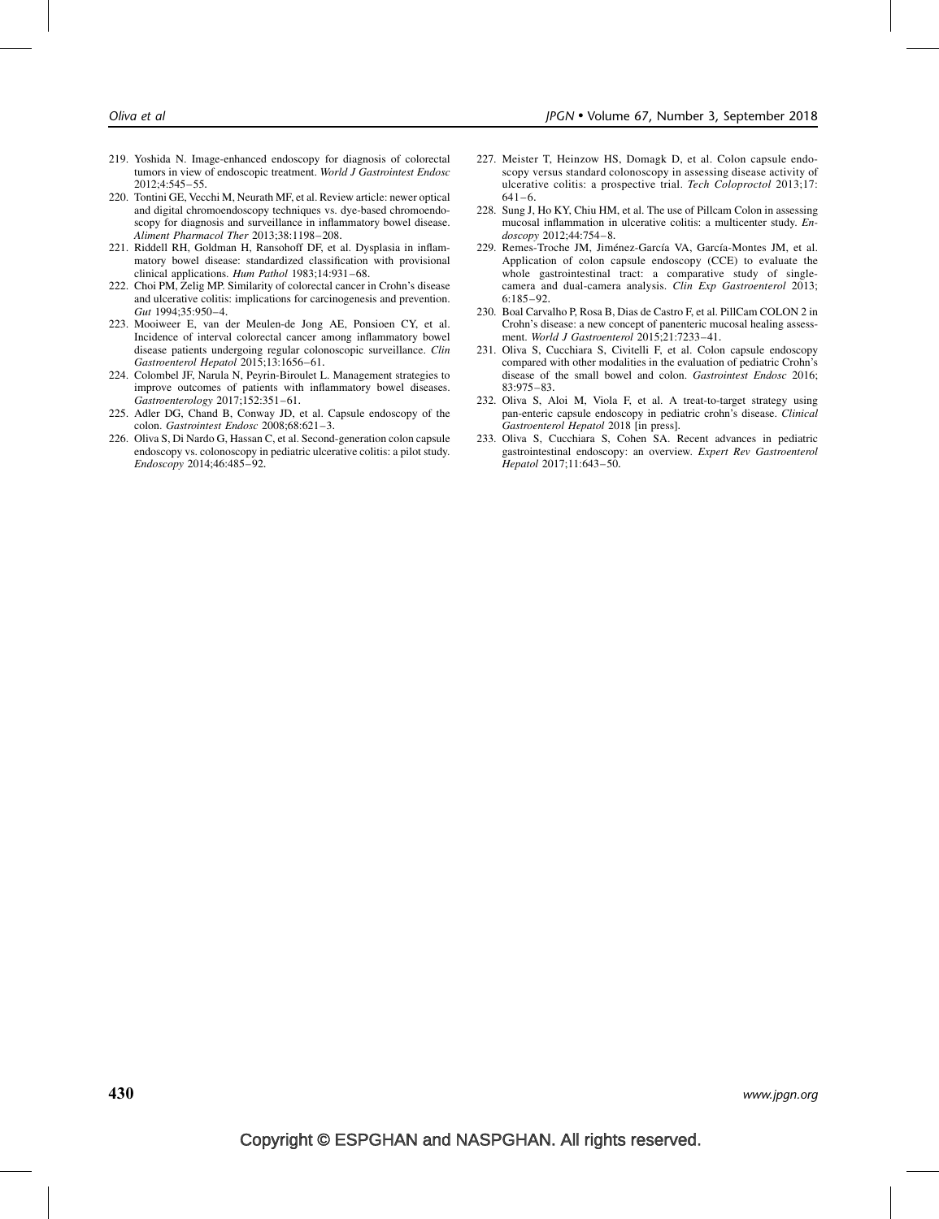219. Yoshida N. Image-enhanced endoscopy for diagnosis of colorectal tumors in view of endoscopic treatment. *World J Gastrointest Endosc* 2012;4:545–55.
220. Tontini GE, Vecchi M, Neurath MF, et al. Review article: newer optical and digital chromoendoscopy techniques vs. dye-based chromoendoscopy for diagnosis and surveillance in inflammatory bowel disease. *Aliment Pharmacol Ther* 2013;38:1198–208.
221. Riddell RH, Goldman H, Ransohoff DF, et al. Dysplasia in inflammatory bowel disease: standardized classification with provisional clinical applications. *Hum Pathol* 1983;14:931–68.
222. Choi PM, Zelig MP. Similarity of colorectal cancer in Crohn's disease and ulcerative colitis: implications for carcinogenesis and prevention. *Gut* 1994;35:950–4.
223. Mooiweer E, van der Meulen-de Jong AE, Ponsioen CY, et al. Incidence of interval colorectal cancer among inflammatory bowel disease patients undergoing regular colonoscopic surveillance. *Clin Gastroenterol Hepatol* 2015;13:1656–61.
224. Colombel JF, Narula N, Peyrin-Biroulet L. Management strategies to improve outcomes of patients with inflammatory bowel diseases. *Gastroenterology* 2017;152:351–61.
225. Adler DG, Chand B, Conway JD, et al. Capsule endoscopy of the colon. *Gastrointest Endosc* 2008;68:621–3.
226. Oliva S, Di Nardo G, Hassan C, et al. Second-generation colon capsule endoscopy vs. colonoscopy in pediatric ulcerative colitis: a pilot study. *Endoscopy* 2014;46:485–92.
227. Meister T, Heinzow HS, Domagk D, et al. Colon capsule endoscopy versus standard colonoscopy in assessing disease activity of ulcerative colitis: a prospective trial. *Tech Coloproctol* 2013;17: 641–6.
228. Sung J, Ho KY, Chiu HM, et al. The use of Pillcam Colon in assessing mucosal inflammation in ulcerative colitis: a multicenter study. *Endoscopy* 2012;44:754–8.
229. Remes-Troche JM, Jiménez-García VA, García-Montes JM, et al. Application of colon capsule endoscopy (CCE) to evaluate the whole gastrointestinal tract: a comparative study of single-camera and dual-camera analysis. *Clin Exp Gastroenterol* 2013; 6:185–92.
230. Boal Carvalho P, Rosa B, Dias de Castro F, et al. PillCam COLON 2 in Crohn's disease: a new concept of panenteric mucosal healing assessment. *World J Gastroenterol* 2015;21:7233–41.
231. Oliva S, Cucchiara S, Civitelli F, et al. Colon capsule endoscopy compared with other modalities in the evaluation of pediatric Crohn's disease of the small bowel and colon. *Gastrointest Endosc* 2016; 83:975–83.
232. Oliva S, Aloi M, Viola F, et al. A treat-to-target strategy using pan-enteric capsule endoscopy in pediatric crohn's disease. *Clinical Gastroenterol Hepatol* 2018 [in press].
233. Oliva S, Cucchiara S, Cohen SA. Recent advances in pediatric gastrointestinal endoscopy: an overview. *Expert Rev Gastroenterol Hepatol* 2017;11:643–50.

Copyright © ESPGHAN and NASPGHAN. All rights reserved.